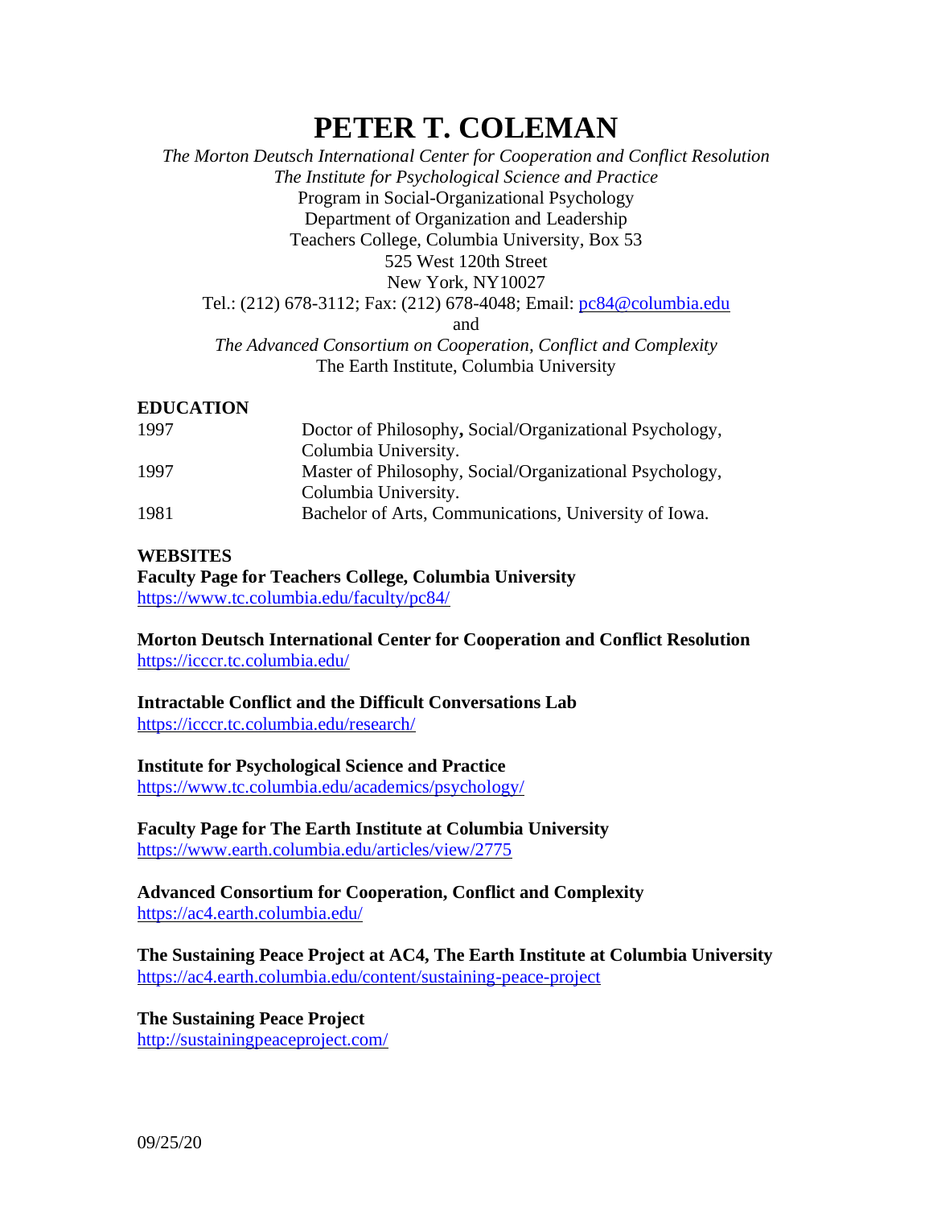# PETER T. COLEMAN

*The Morton Deutsch International Center for Cooperation and Conflict Resolution*
*The Institute for Psychological Science and Practice*
Program in Social-Organizational Psychology
Department of Organization and Leadership
Teachers College, Columbia University, Box 53
525 West 120th Street
New York, NY10027
Tel.: (212) 678-3112; Fax: (212) 678-4048; Email: pc84@columbia.edu
and
*The Advanced Consortium on Cooperation, Conflict and Complexity*
The Earth Institute, Columbia University

## EDUCATION

| | |
|---|---|
| 1997 | Doctor of Philosophy**,** Social/Organizational Psychology, Columbia University. |
| 1997 | Master of Philosophy, Social/Organizational Psychology, Columbia University. |
| 1981 | Bachelor of Arts, Communications, University of Iowa. |

## WEBSITES

**Faculty Page for Teachers College, Columbia University**
https://www.tc.columbia.edu/faculty/pc84/

**Morton Deutsch International Center for Cooperation and Conflict Resolution**
https://icccr.tc.columbia.edu/

**Intractable Conflict and the Difficult Conversations Lab**
https://icccr.tc.columbia.edu/research/

**Institute for Psychological Science and Practice**
https://www.tc.columbia.edu/academics/psychology/

**Faculty Page for The Earth Institute at Columbia University**
https://www.earth.columbia.edu/articles/view/2775

**Advanced Consortium for Cooperation, Conflict and Complexity**
https://ac4.earth.columbia.edu/

**The Sustaining Peace Project at AC4, The Earth Institute at Columbia University**
https://ac4.earth.columbia.edu/content/sustaining-peace-project

**The Sustaining Peace Project**
http://sustainingpeaceproject.com/

09/25/20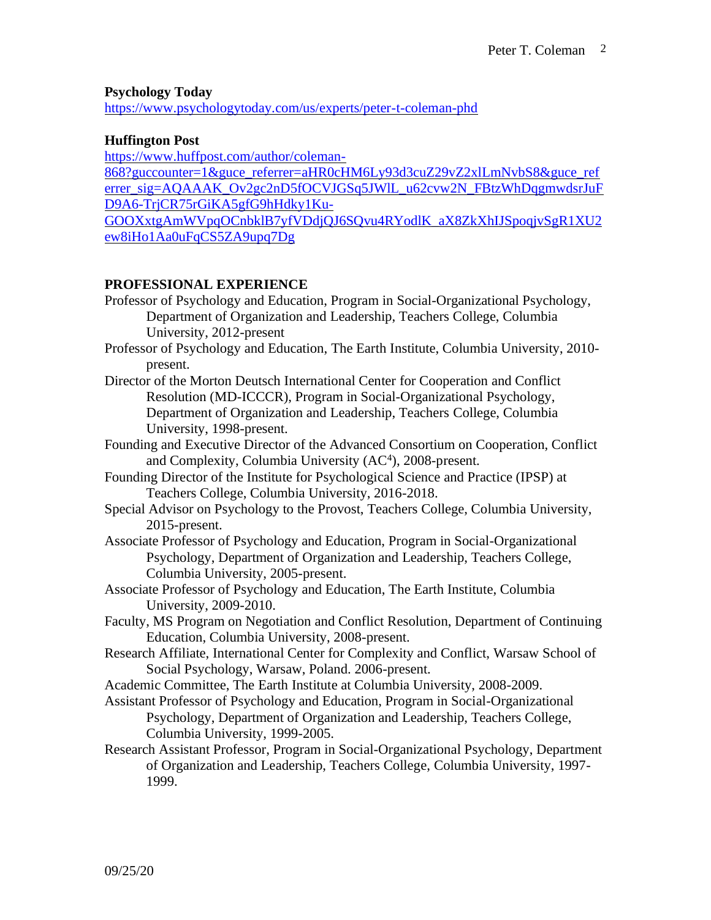**Psychology Today**
https://www.psychologytoday.com/us/experts/peter-t-coleman-phd

**Huffington Post**
https://www.huffpost.com/author/coleman-868?guccounter=1&guce_referrer=aHR0cHM6Ly93d3cuZ29vZ2xlLmNvbS8&guce_referrer_sig=AQAAAK_Ov2gc2nD5fOCVJGSq5JWlL_u62cvw2N_FBtzWhDqgmwdsrJuFD9A6-TrjCR75rGiKA5gfG9hHdky1Ku-GOOXxtgAmWVpqOCnbklB7yfVDdjQJ6SQvu4RYodlK_aX8ZkXhIJSpoqjvSgR1XU2ew8iHo1Aa0uFqCS5ZA9upq7Dg

## PROFESSIONAL EXPERIENCE

Professor of Psychology and Education, Program in Social-Organizational Psychology, Department of Organization and Leadership, Teachers College, Columbia University, 2012-present

Professor of Psychology and Education, The Earth Institute, Columbia University, 2010-present.

Director of the Morton Deutsch International Center for Cooperation and Conflict Resolution (MD-ICCCR), Program in Social-Organizational Psychology, Department of Organization and Leadership, Teachers College, Columbia University, 1998-present.

Founding and Executive Director of the Advanced Consortium on Cooperation, Conflict and Complexity, Columbia University ($AC^4$), 2008-present.

Founding Director of the Institute for Psychological Science and Practice (IPSP) at Teachers College, Columbia University, 2016-2018.

Special Advisor on Psychology to the Provost, Teachers College, Columbia University, 2015-present.

Associate Professor of Psychology and Education, Program in Social-Organizational Psychology, Department of Organization and Leadership, Teachers College, Columbia University, 2005-present.

Associate Professor of Psychology and Education, The Earth Institute, Columbia University, 2009-2010.

Faculty, MS Program on Negotiation and Conflict Resolution, Department of Continuing Education, Columbia University, 2008-present.

Research Affiliate, International Center for Complexity and Conflict, Warsaw School of Social Psychology, Warsaw, Poland. 2006-present.

Academic Committee, The Earth Institute at Columbia University, 2008-2009.

Assistant Professor of Psychology and Education, Program in Social-Organizational Psychology, Department of Organization and Leadership, Teachers College, Columbia University, 1999-2005.

Research Assistant Professor, Program in Social-Organizational Psychology, Department of Organization and Leadership, Teachers College, Columbia University, 1997-1999.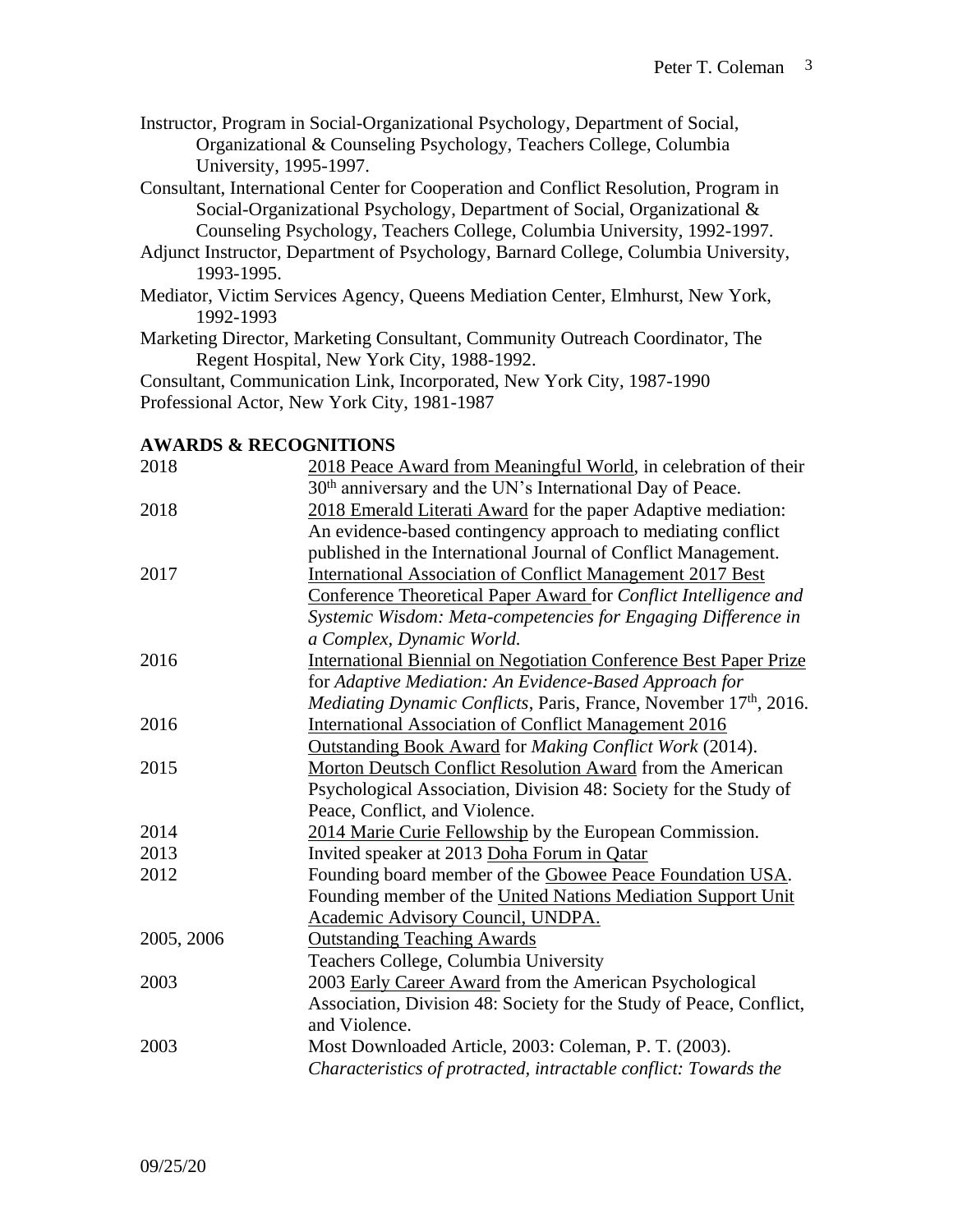Instructor, Program in Social-Organizational Psychology, Department of Social, Organizational & Counseling Psychology, Teachers College, Columbia University, 1995-1997.

Consultant, International Center for Cooperation and Conflict Resolution, Program in Social-Organizational Psychology, Department of Social, Organizational & Counseling Psychology, Teachers College, Columbia University, 1992-1997.

Adjunct Instructor, Department of Psychology, Barnard College, Columbia University, 1993-1995.

Mediator, Victim Services Agency, Queens Mediation Center, Elmhurst, New York, 1992-1993

Marketing Director, Marketing Consultant, Community Outreach Coordinator, The Regent Hospital, New York City, 1988-1992.

Consultant, Communication Link, Incorporated, New York City, 1987-1990

Professional Actor, New York City, 1981-1987

## AWARDS & RECOGNITIONS

| | |
|---|---|
| 2018 | 2018 Peace Award from Meaningful World, in celebration of their 30th anniversary and the UN's International Day of Peace. |
| 2018 | 2018 Emerald Literati Award for the paper Adaptive mediation: An evidence-based contingency approach to mediating conflict published in the International Journal of Conflict Management. |
| 2017 | International Association of Conflict Management 2017 Best Conference Theoretical Paper Award for *Conflict Intelligence and Systemic Wisdom: Meta-competencies for Engaging Difference in a Complex, Dynamic World.* |
| 2016 | International Biennial on Negotiation Conference Best Paper Prize for *Adaptive Mediation: An Evidence-Based Approach for Mediating Dynamic Conflicts*, Paris, France, November 17th, 2016. |
| 2016 | International Association of Conflict Management 2016 Outstanding Book Award for *Making Conflict Work* (2014). |
| 2015 | Morton Deutsch Conflict Resolution Award from the American Psychological Association, Division 48: Society for the Study of Peace, Conflict, and Violence. |
| 2014 | 2014 Marie Curie Fellowship by the European Commission. |
| 2013 | Invited speaker at 2013 Doha Forum in Qatar |
| 2012 | Founding board member of the Gbowee Peace Foundation USA. Founding member of the United Nations Mediation Support Unit Academic Advisory Council, UNDPA. |
| 2005, 2006 | Outstanding Teaching Awards Teachers College, Columbia University |
| 2003 | 2003 Early Career Award from the American Psychological Association, Division 48: Society for the Study of Peace, Conflict, and Violence. |
| 2003 | Most Downloaded Article, 2003: Coleman, P. T. (2003). *Characteristics of protracted, intractable conflict: Towards the* |

09/25/20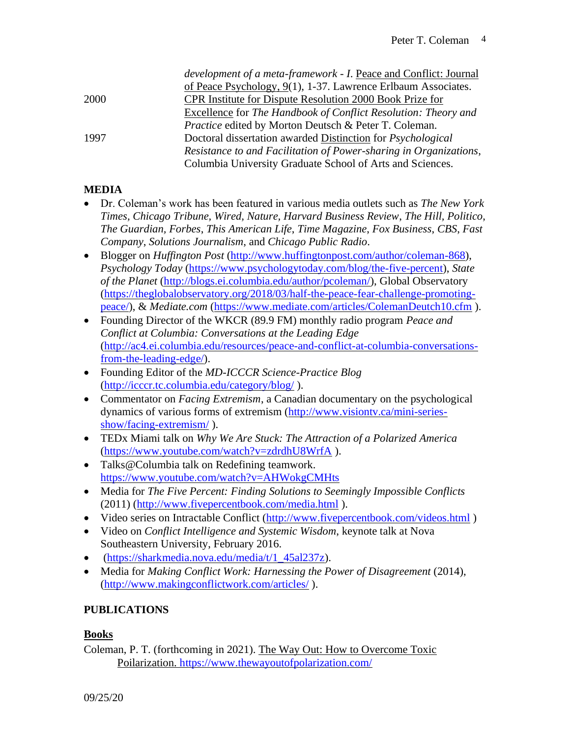| | |
|---|---|
| | *development of a meta-framework - I.* Peace and Conflict: Journal of Peace Psychology, 9(1), 1-37. Lawrence Erlbaum Associates. |
| 2000 | CPR Institute for Dispute Resolution 2000 Book Prize for Excellence for *The Handbook of Conflict Resolution: Theory and Practice* edited by Morton Deutsch & Peter T. Coleman. |
| 1997 | Doctoral dissertation awarded Distinction for *Psychological Resistance to and Facilitation of Power-sharing in Organizations*, Columbia University Graduate School of Arts and Sciences. |

## MEDIA

- Dr. Coleman's work has been featured in various media outlets such as *The New York Times*, *Chicago Tribune*, *Wired*, *Nature*, *Harvard Business Review*, *The Hill*, *Politico*, *The Guardian*, *Forbes*, *This American Life*, *Time Magazine*, *Fox Business*, *CBS*, *Fast Company*, *Solutions Journalism*, and *Chicago Public Radio*.
- Blogger on *Huffington Post* (http://www.huffingtonpost.com/author/coleman-868), *Psychology Today* (https://www.psychologytoday.com/blog/the-five-percent), *State of the Planet* (http://blogs.ei.columbia.edu/author/pcoleman/), Global Observatory (https://theglobalobservatory.org/2018/03/half-the-peace-fear-challenge-promoting-peace/), & *Mediate.com* (https://www.mediate.com/articles/ColemanDeutch10.cfm ).
- Founding Director of the WKCR (89.9 FM) monthly radio program *Peace and Conflict at Columbia: Conversations at the Leading Edge* (http://ac4.ei.columbia.edu/resources/peace-and-conflict-at-columbia-conversations-from-the-leading-edge/).
- Founding Editor of the *MD-ICCCR Science-Practice Blog* (http://icccr.tc.columbia.edu/category/blog/ ).
- Commentator on *Facing Extremism*, a Canadian documentary on the psychological dynamics of various forms of extremism (http://www.visiontv.ca/mini-series-show/facing-extremism/ ).
- TEDx Miami talk on *Why We Are Stuck: The Attraction of a Polarized America* (https://www.youtube.com/watch?v=zdrdhU8WrfA ).
- Talks@Columbia talk on Redefining teamwork. https://www.youtube.com/watch?v=AHWokgCMHts
- Media for *The Five Percent: Finding Solutions to Seemingly Impossible Conflicts* (2011) (http://www.fivepercentbook.com/media.html ).
- Video series on Intractable Conflict (http://www.fivepercentbook.com/videos.html )
- Video on *Conflict Intelligence and Systemic Wisdom*, keynote talk at Nova Southeastern University, February 2016.
- (https://sharkmedia.nova.edu/media/t/1_45al237z).
- Media for *Making Conflict Work: Harnessing the Power of Disagreement* (2014), (http://www.makingconflictwork.com/articles/ ).

## PUBLICATIONS

### Books

Coleman, P. T. (forthcoming in 2021). The Way Out: How to Overcome Toxic Poilarization. https://www.thewayoutofpolarization.com/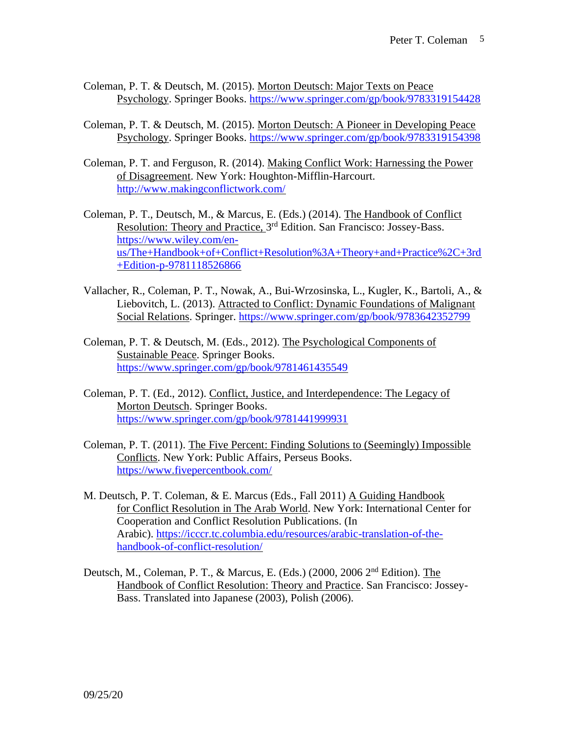Coleman, P. T. & Deutsch, M. (2015). Morton Deutsch: Major Texts on Peace Psychology. Springer Books. https://www.springer.com/gp/book/9783319154428

Coleman, P. T. & Deutsch, M. (2015). Morton Deutsch: A Pioneer in Developing Peace Psychology. Springer Books. https://www.springer.com/gp/book/9783319154398

Coleman, P. T. and Ferguson, R. (2014). Making Conflict Work: Harnessing the Power of Disagreement. New York: Houghton-Mifflin-Harcourt. http://www.makingconflictwork.com/

Coleman, P. T., Deutsch, M., & Marcus, E. (Eds.) (2014). The Handbook of Conflict Resolution: Theory and Practice, 3rd Edition. San Francisco: Jossey-Bass. https://www.wiley.com/en-us/The+Handbook+of+Conflict+Resolution%3A+Theory+and+Practice%2C+3rd+Edition-p-9781118526866

Vallacher, R., Coleman, P. T., Nowak, A., Bui-Wrzosinska, L., Kugler, K., Bartoli, A., & Liebovitch, L. (2013). Attracted to Conflict: Dynamic Foundations of Malignant Social Relations. Springer. https://www.springer.com/gp/book/9783642352799

Coleman, P. T. & Deutsch, M. (Eds., 2012). The Psychological Components of Sustainable Peace. Springer Books. https://www.springer.com/gp/book/9781461435549

Coleman, P. T. (Ed., 2012). Conflict, Justice, and Interdependence: The Legacy of Morton Deutsch. Springer Books. https://www.springer.com/gp/book/9781441999931

Coleman, P. T. (2011). The Five Percent: Finding Solutions to (Seemingly) Impossible Conflicts. New York: Public Affairs, Perseus Books. https://www.fivepercentbook.com/

M. Deutsch, P. T. Coleman, & E. Marcus (Eds., Fall 2011) A Guiding Handbook for Conflict Resolution in The Arab World. New York: International Center for Cooperation and Conflict Resolution Publications. (In Arabic). https://icccr.tc.columbia.edu/resources/arabic-translation-of-the-handbook-of-conflict-resolution/

Deutsch, M., Coleman, P. T., & Marcus, E. (Eds.) (2000, 2006 2nd Edition). The Handbook of Conflict Resolution: Theory and Practice. San Francisco: Jossey-Bass. Translated into Japanese (2003), Polish (2006).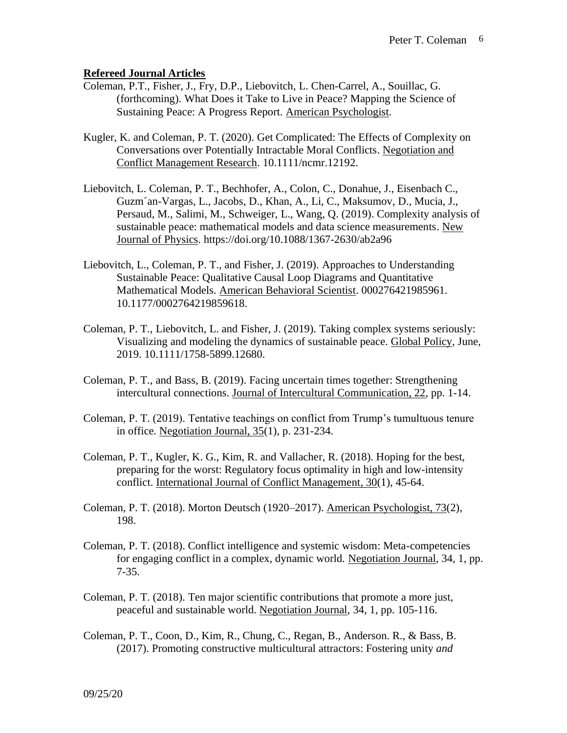**Refereed Journal Articles**

Coleman, P.T., Fisher, J., Fry, D.P., Liebovitch, L. Chen-Carrel, A., Souillac, G. (forthcoming). What Does it Take to Live in Peace? Mapping the Science of Sustaining Peace: A Progress Report. American Psychologist.

Kugler, K. and Coleman, P. T. (2020). Get Complicated: The Effects of Complexity on Conversations over Potentially Intractable Moral Conflicts. Negotiation and Conflict Management Research. 10.1111/ncmr.12192.

Liebovitch, L. Coleman, P. T., Bechhofer, A., Colon, C., Donahue, J., Eisenbach C., Guzm´an-Vargas, L., Jacobs, D., Khan, A., Li, C., Maksumov, D., Mucia, J., Persaud, M., Salimi, M., Schweiger, L., Wang, Q. (2019). Complexity analysis of sustainable peace: mathematical models and data science measurements. New Journal of Physics. https://doi.org/10.1088/1367-2630/ab2a96

Liebovitch, L., Coleman, P. T., and Fisher, J. (2019). Approaches to Understanding Sustainable Peace: Qualitative Causal Loop Diagrams and Quantitative Mathematical Models. American Behavioral Scientist. 000276421985961. 10.1177/0002764219859618.

Coleman, P. T., Liebovitch, L. and Fisher, J. (2019). Taking complex systems seriously: Visualizing and modeling the dynamics of sustainable peace. Global Policy, June, 2019. 10.1111/1758-5899.12680.

Coleman, P. T., and Bass, B. (2019). Facing uncertain times together: Strengthening intercultural connections. Journal of Intercultural Communication, 22, pp. 1-14.

Coleman, P. T. (2019). Tentative teachings on conflict from Trump's tumultuous tenure in office. Negotiation Journal, 35(1), p. 231-234.

Coleman, P. T., Kugler, K. G., Kim, R. and Vallacher, R. (2018). Hoping for the best, preparing for the worst: Regulatory focus optimality in high and low-intensity conflict. International Journal of Conflict Management, 30(1), 45-64.

Coleman, P. T. (2018). Morton Deutsch (1920–2017). American Psychologist, 73(2), 198.

Coleman, P. T. (2018). Conflict intelligence and systemic wisdom: Meta-competencies for engaging conflict in a complex, dynamic world. Negotiation Journal, 34, 1, pp. 7-35.

Coleman, P. T. (2018). Ten major scientific contributions that promote a more just, peaceful and sustainable world. Negotiation Journal, 34, 1, pp. 105-116.

Coleman, P. T., Coon, D., Kim, R., Chung, C., Regan, B., Anderson. R., & Bass, B. (2017). Promoting constructive multicultural attractors: Fostering unity *and*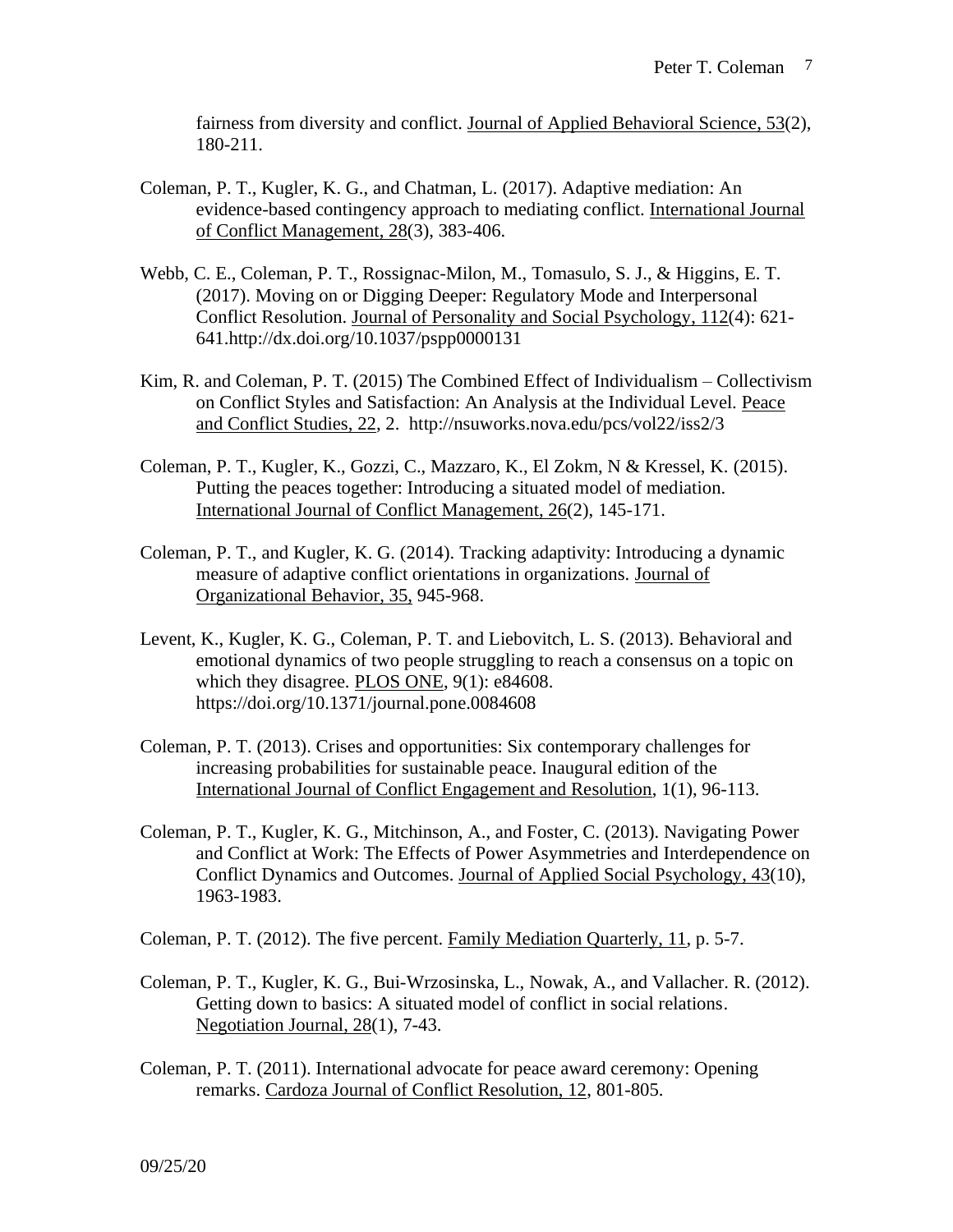fairness from diversity and conflict. Journal of Applied Behavioral Science, 53(2), 180-211.

Coleman, P. T., Kugler, K. G., and Chatman, L. (2017). Adaptive mediation: An evidence-based contingency approach to mediating conflict. International Journal of Conflict Management, 28(3), 383-406.

Webb, C. E., Coleman, P. T., Rossignac-Milon, M., Tomasulo, S. J., & Higgins, E. T. (2017). Moving on or Digging Deeper: Regulatory Mode and Interpersonal Conflict Resolution. Journal of Personality and Social Psychology, 112(4): 621-641.http://dx.doi.org/10.1037/pspp0000131

Kim, R. and Coleman, P. T. (2015) The Combined Effect of Individualism – Collectivism on Conflict Styles and Satisfaction: An Analysis at the Individual Level. Peace and Conflict Studies, 22, 2. http://nsuworks.nova.edu/pcs/vol22/iss2/3

Coleman, P. T., Kugler, K., Gozzi, C., Mazzaro, K., El Zokm, N & Kressel, K. (2015). Putting the peaces together: Introducing a situated model of mediation. International Journal of Conflict Management, 26(2), 145-171.

Coleman, P. T., and Kugler, K. G. (2014). Tracking adaptivity: Introducing a dynamic measure of adaptive conflict orientations in organizations. Journal of Organizational Behavior, 35, 945-968.

Levent, K., Kugler, K. G., Coleman, P. T. and Liebovitch, L. S. (2013). Behavioral and emotional dynamics of two people struggling to reach a consensus on a topic on which they disagree. PLOS ONE, 9(1): e84608. https://doi.org/10.1371/journal.pone.0084608

Coleman, P. T. (2013). Crises and opportunities: Six contemporary challenges for increasing probabilities for sustainable peace. Inaugural edition of the International Journal of Conflict Engagement and Resolution, 1(1), 96-113.

Coleman, P. T., Kugler, K. G., Mitchinson, A., and Foster, C. (2013). Navigating Power and Conflict at Work: The Effects of Power Asymmetries and Interdependence on Conflict Dynamics and Outcomes. Journal of Applied Social Psychology, 43(10), 1963-1983.

Coleman, P. T. (2012). The five percent. Family Mediation Quarterly, 11, p. 5-7.

Coleman, P. T., Kugler, K. G., Bui-Wrzosinska, L., Nowak, A., and Vallacher. R. (2012). Getting down to basics: A situated model of conflict in social relations. Negotiation Journal, 28(1), 7-43.

Coleman, P. T. (2011). International advocate for peace award ceremony: Opening remarks. Cardoza Journal of Conflict Resolution, 12, 801-805.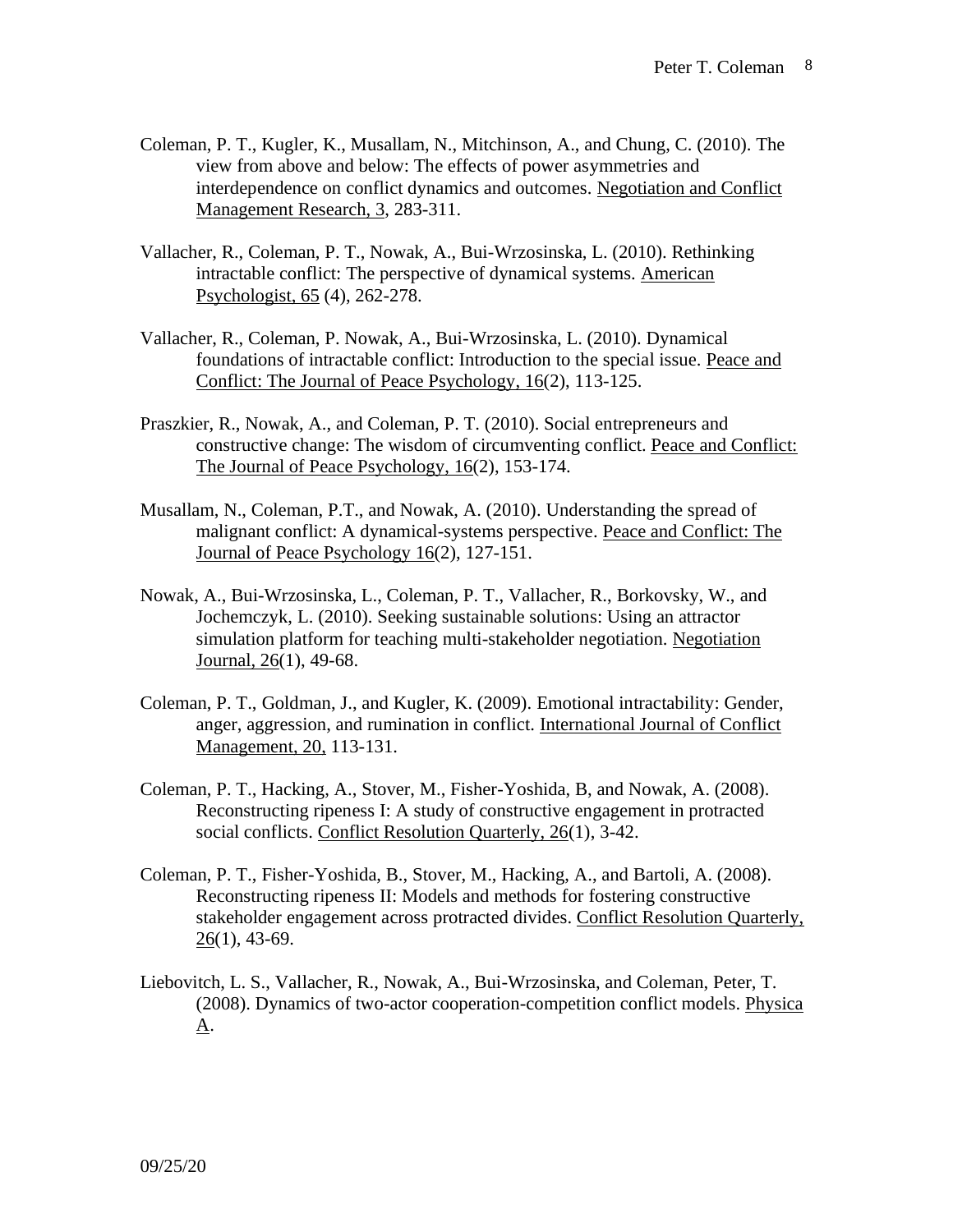Coleman, P. T., Kugler, K., Musallam, N., Mitchinson, A., and Chung, C. (2010). The view from above and below: The effects of power asymmetries and interdependence on conflict dynamics and outcomes. Negotiation and Conflict Management Research, 3, 283-311.

Vallacher, R., Coleman, P. T., Nowak, A., Bui-Wrzosinska, L. (2010). Rethinking intractable conflict: The perspective of dynamical systems. American Psychologist, 65 (4), 262-278.

Vallacher, R., Coleman, P. Nowak, A., Bui-Wrzosinska, L. (2010). Dynamical foundations of intractable conflict: Introduction to the special issue. Peace and Conflict: The Journal of Peace Psychology, 16(2), 113-125.

Praszkier, R., Nowak, A., and Coleman, P. T. (2010). Social entrepreneurs and constructive change: The wisdom of circumventing conflict. Peace and Conflict: The Journal of Peace Psychology, 16(2), 153-174.

Musallam, N., Coleman, P.T., and Nowak, A. (2010). Understanding the spread of malignant conflict: A dynamical-systems perspective. Peace and Conflict: The Journal of Peace Psychology 16(2), 127-151.

Nowak, A., Bui-Wrzosinska, L., Coleman, P. T., Vallacher, R., Borkovsky, W., and Jochemczyk, L. (2010). Seeking sustainable solutions: Using an attractor simulation platform for teaching multi-stakeholder negotiation. Negotiation Journal, 26(1), 49-68.

Coleman, P. T., Goldman, J., and Kugler, K. (2009). Emotional intractability: Gender, anger, aggression, and rumination in conflict. International Journal of Conflict Management, 20, 113-131.

Coleman, P. T., Hacking, A., Stover, M., Fisher-Yoshida, B, and Nowak, A. (2008). Reconstructing ripeness I: A study of constructive engagement in protracted social conflicts. Conflict Resolution Quarterly, 26(1), 3-42.

Coleman, P. T., Fisher-Yoshida, B., Stover, M., Hacking, A., and Bartoli, A. (2008). Reconstructing ripeness II: Models and methods for fostering constructive stakeholder engagement across protracted divides. Conflict Resolution Quarterly, 26(1), 43-69.

Liebovitch, L. S., Vallacher, R., Nowak, A., Bui-Wrzosinska, and Coleman, Peter, T. (2008). Dynamics of two-actor cooperation-competition conflict models. Physica A.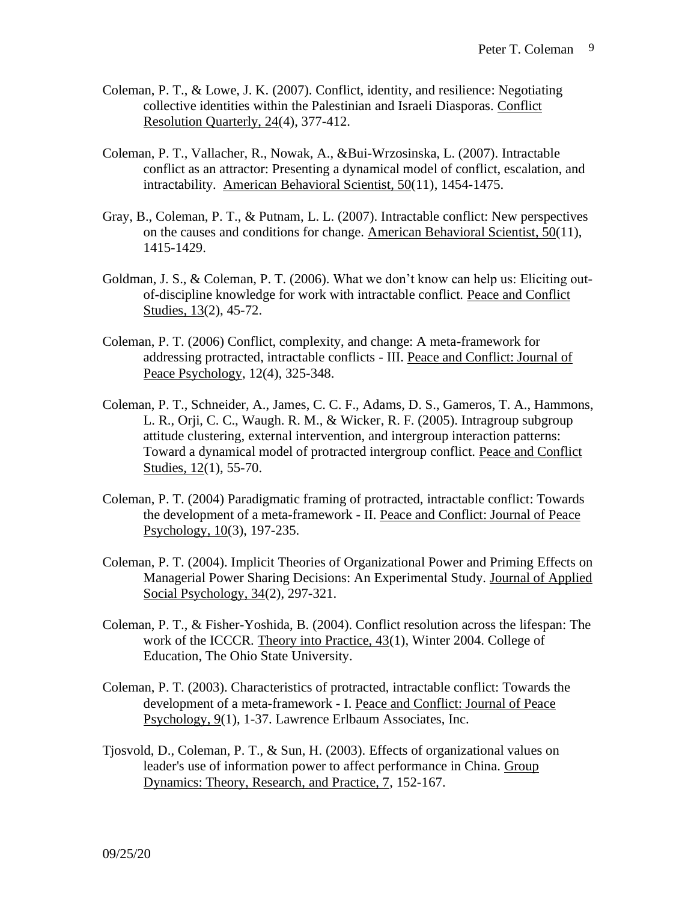Coleman, P. T., & Lowe, J. K. (2007). Conflict, identity, and resilience: Negotiating collective identities within the Palestinian and Israeli Diasporas. Conflict Resolution Quarterly, 24(4), 377-412.

Coleman, P. T., Vallacher, R., Nowak, A., &Bui-Wrzosinska, L. (2007). Intractable conflict as an attractor: Presenting a dynamical model of conflict, escalation, and intractability. American Behavioral Scientist, 50(11), 1454-1475.

Gray, B., Coleman, P. T., & Putnam, L. L. (2007). Intractable conflict: New perspectives on the causes and conditions for change. American Behavioral Scientist, 50(11), 1415-1429.

Goldman, J. S., & Coleman, P. T. (2006). What we don't know can help us: Eliciting out-of-discipline knowledge for work with intractable conflict. Peace and Conflict Studies, 13(2), 45-72.

Coleman, P. T. (2006) Conflict, complexity, and change: A meta-framework for addressing protracted, intractable conflicts - III. Peace and Conflict: Journal of Peace Psychology, 12(4), 325-348.

Coleman, P. T., Schneider, A., James, C. C. F., Adams, D. S., Gameros, T. A., Hammons, L. R., Orji, C. C., Waugh. R. M., & Wicker, R. F. (2005). Intragroup subgroup attitude clustering, external intervention, and intergroup interaction patterns: Toward a dynamical model of protracted intergroup conflict. Peace and Conflict Studies, 12(1), 55-70.

Coleman, P. T. (2004) Paradigmatic framing of protracted, intractable conflict: Towards the development of a meta-framework - II. Peace and Conflict: Journal of Peace Psychology, 10(3), 197-235.

Coleman, P. T. (2004). Implicit Theories of Organizational Power and Priming Effects on Managerial Power Sharing Decisions: An Experimental Study. Journal of Applied Social Psychology, 34(2), 297-321.

Coleman, P. T., & Fisher-Yoshida, B. (2004). Conflict resolution across the lifespan: The work of the ICCCR. Theory into Practice, 43(1), Winter 2004. College of Education, The Ohio State University.

Coleman, P. T. (2003). Characteristics of protracted, intractable conflict: Towards the development of a meta-framework - I. Peace and Conflict: Journal of Peace Psychology, 9(1), 1-37. Lawrence Erlbaum Associates, Inc.

Tjosvold, D., Coleman, P. T., & Sun, H. (2003). Effects of organizational values on leader's use of information power to affect performance in China. Group Dynamics: Theory, Research, and Practice, 7, 152-167.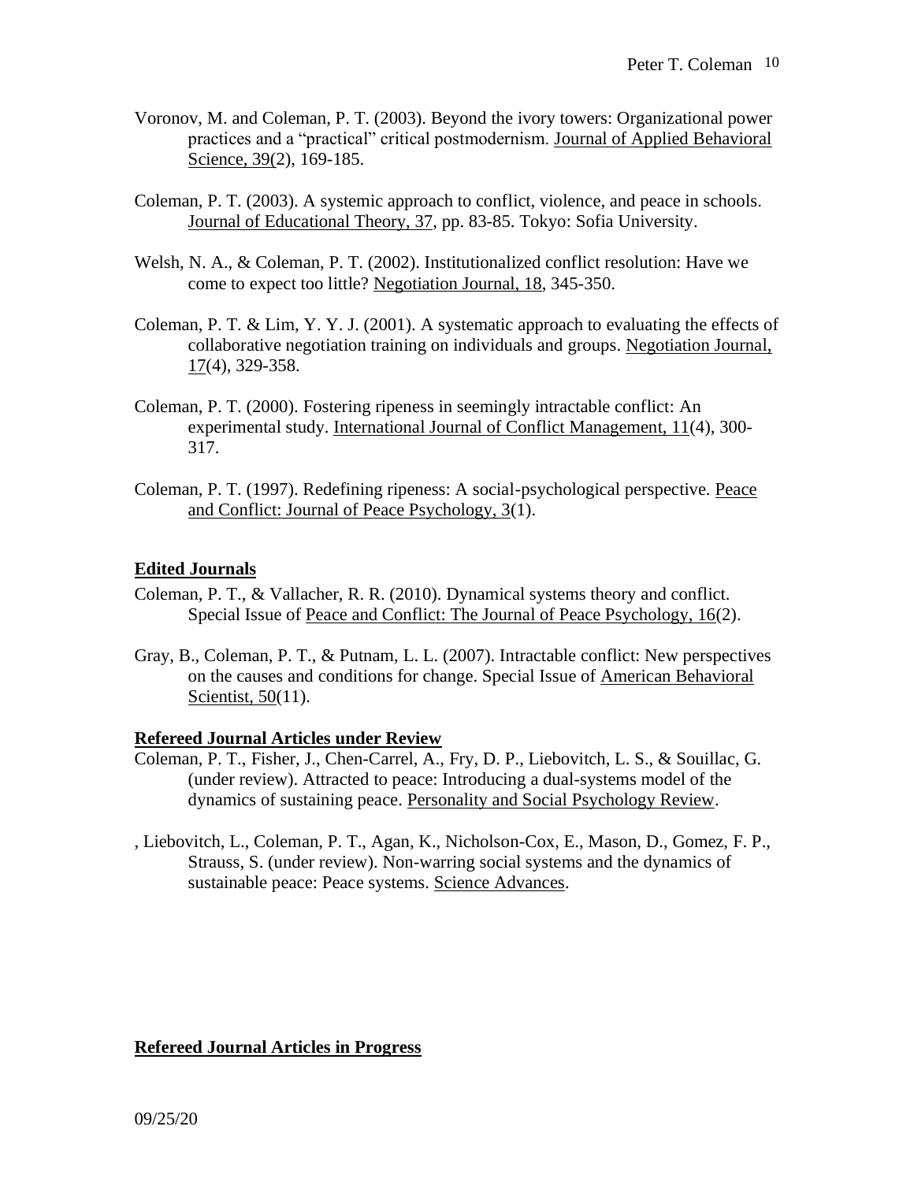Voronov, M. and Coleman, P. T. (2003). Beyond the ivory towers: Organizational power practices and a "practical" critical postmodernism. Journal of Applied Behavioral Science, 39(2), 169-185.

Coleman, P. T. (2003). A systemic approach to conflict, violence, and peace in schools. Journal of Educational Theory, 37, pp. 83-85. Tokyo: Sofia University.

Welsh, N. A., & Coleman, P. T. (2002). Institutionalized conflict resolution: Have we come to expect too little? Negotiation Journal, 18, 345-350.

Coleman, P. T. & Lim, Y. Y. J. (2001). A systematic approach to evaluating the effects of collaborative negotiation training on individuals and groups. Negotiation Journal, 17(4), 329-358.

Coleman, P. T. (2000). Fostering ripeness in seemingly intractable conflict: An experimental study. International Journal of Conflict Management, 11(4), 300-317.

Coleman, P. T. (1997). Redefining ripeness: A social-psychological perspective. Peace and Conflict: Journal of Peace Psychology, 3(1).

**Edited Journals**

Coleman, P. T., & Vallacher, R. R. (2010). Dynamical systems theory and conflict. Special Issue of Peace and Conflict: The Journal of Peace Psychology, 16(2).

Gray, B., Coleman, P. T., & Putnam, L. L. (2007). Intractable conflict: New perspectives on the causes and conditions for change. Special Issue of American Behavioral Scientist, 50(11).

**Refereed Journal Articles under Review**

Coleman, P. T., Fisher, J., Chen-Carrel, A., Fry, D. P., Liebovitch, L. S., & Souillac, G. (under review). Attracted to peace: Introducing a dual-systems model of the dynamics of sustaining peace. Personality and Social Psychology Review.

, Liebovitch, L., Coleman, P. T., Agan, K., Nicholson-Cox, E., Mason, D., Gomez, F. P., Strauss, S. (under review). Non-warring social systems and the dynamics of sustainable peace: Peace systems. Science Advances.

**Refereed Journal Articles in Progress**

09/25/20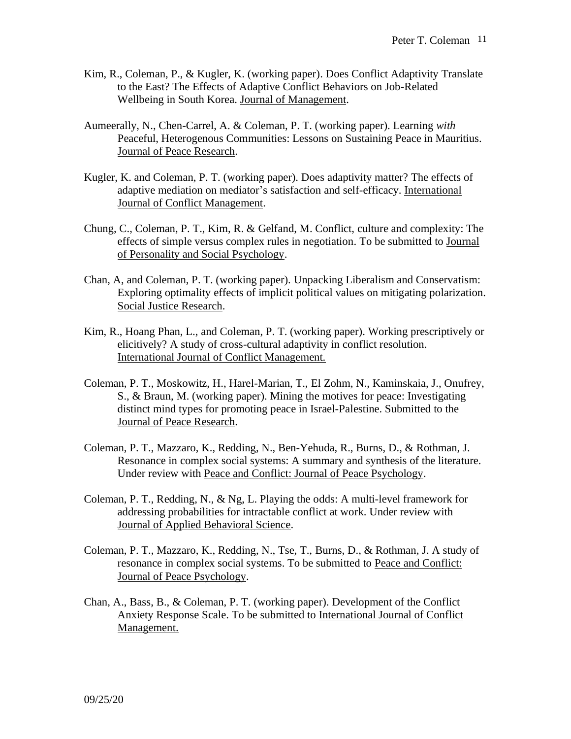Kim, R., Coleman, P., & Kugler, K. (working paper). Does Conflict Adaptivity Translate to the East? The Effects of Adaptive Conflict Behaviors on Job-Related Wellbeing in South Korea. Journal of Management.

Aumeerally, N., Chen-Carrel, A. & Coleman, P. T. (working paper). Learning *with* Peaceful, Heterogenous Communities: Lessons on Sustaining Peace in Mauritius. Journal of Peace Research.

Kugler, K. and Coleman, P. T. (working paper). Does adaptivity matter? The effects of adaptive mediation on mediator's satisfaction and self-efficacy. International Journal of Conflict Management.

Chung, C., Coleman, P. T., Kim, R. & Gelfand, M. Conflict, culture and complexity: The effects of simple versus complex rules in negotiation. To be submitted to Journal of Personality and Social Psychology.

Chan, A, and Coleman, P. T. (working paper). Unpacking Liberalism and Conservatism: Exploring optimality effects of implicit political values on mitigating polarization. Social Justice Research.

Kim, R., Hoang Phan, L., and Coleman, P. T. (working paper). Working prescriptively or elicitively? A study of cross-cultural adaptivity in conflict resolution. International Journal of Conflict Management.

Coleman, P. T., Moskowitz, H., Harel-Marian, T., El Zohm, N., Kaminskaia, J., Onufrey, S., & Braun, M. (working paper). Mining the motives for peace: Investigating distinct mind types for promoting peace in Israel-Palestine. Submitted to the Journal of Peace Research.

Coleman, P. T., Mazzaro, K., Redding, N., Ben-Yehuda, R., Burns, D., & Rothman, J. Resonance in complex social systems: A summary and synthesis of the literature. Under review with Peace and Conflict: Journal of Peace Psychology.

Coleman, P. T., Redding, N., & Ng, L. Playing the odds: A multi-level framework for addressing probabilities for intractable conflict at work. Under review with Journal of Applied Behavioral Science.

Coleman, P. T., Mazzaro, K., Redding, N., Tse, T., Burns, D., & Rothman, J. A study of resonance in complex social systems. To be submitted to Peace and Conflict: Journal of Peace Psychology.

Chan, A., Bass, B., & Coleman, P. T. (working paper). Development of the Conflict Anxiety Response Scale. To be submitted to International Journal of Conflict Management.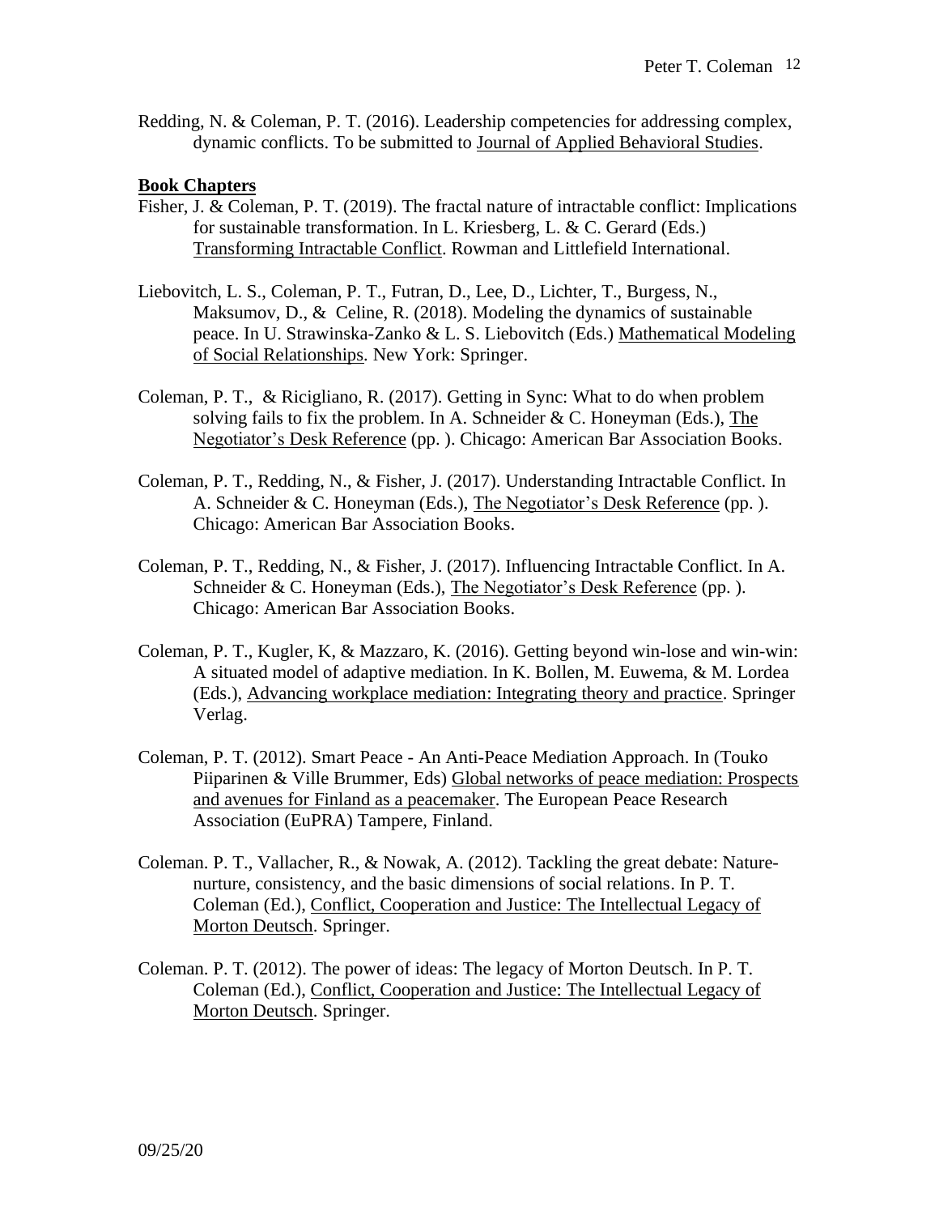Redding, N. & Coleman, P. T. (2016). Leadership competencies for addressing complex, dynamic conflicts. To be submitted to Journal of Applied Behavioral Studies.

**Book Chapters**

Fisher, J. & Coleman, P. T. (2019). The fractal nature of intractable conflict: Implications for sustainable transformation. In L. Kriesberg, L. & C. Gerard (Eds.) Transforming Intractable Conflict. Rowman and Littlefield International.

Liebovitch, L. S., Coleman, P. T., Futran, D., Lee, D., Lichter, T., Burgess, N., Maksumov, D., & Celine, R. (2018). Modeling the dynamics of sustainable peace. In U. Strawinska-Zanko & L. S. Liebovitch (Eds.) Mathematical Modeling of Social Relationships. New York: Springer.

Coleman, P. T., & Ricigliano, R. (2017). Getting in Sync: What to do when problem solving fails to fix the problem. In A. Schneider & C. Honeyman (Eds.), The Negotiator's Desk Reference (pp. ). Chicago: American Bar Association Books.

Coleman, P. T., Redding, N., & Fisher, J. (2017). Understanding Intractable Conflict. In A. Schneider & C. Honeyman (Eds.), The Negotiator's Desk Reference (pp. ). Chicago: American Bar Association Books.

Coleman, P. T., Redding, N., & Fisher, J. (2017). Influencing Intractable Conflict. In A. Schneider & C. Honeyman (Eds.), The Negotiator's Desk Reference (pp. ). Chicago: American Bar Association Books.

Coleman, P. T., Kugler, K, & Mazzaro, K. (2016). Getting beyond win-lose and win-win: A situated model of adaptive mediation. In K. Bollen, M. Euwema, & M. Lordea (Eds.), Advancing workplace mediation: Integrating theory and practice. Springer Verlag.

Coleman, P. T. (2012). Smart Peace - An Anti-Peace Mediation Approach. In (Touko Piiparinen & Ville Brummer, Eds) Global networks of peace mediation: Prospects and avenues for Finland as a peacemaker. The European Peace Research Association (EuPRA) Tampere, Finland.

Coleman. P. T., Vallacher, R., & Nowak, A. (2012). Tackling the great debate: Nature-nurture, consistency, and the basic dimensions of social relations. In P. T. Coleman (Ed.), Conflict, Cooperation and Justice: The Intellectual Legacy of Morton Deutsch. Springer.

Coleman. P. T. (2012). The power of ideas: The legacy of Morton Deutsch. In P. T. Coleman (Ed.), Conflict, Cooperation and Justice: The Intellectual Legacy of Morton Deutsch. Springer.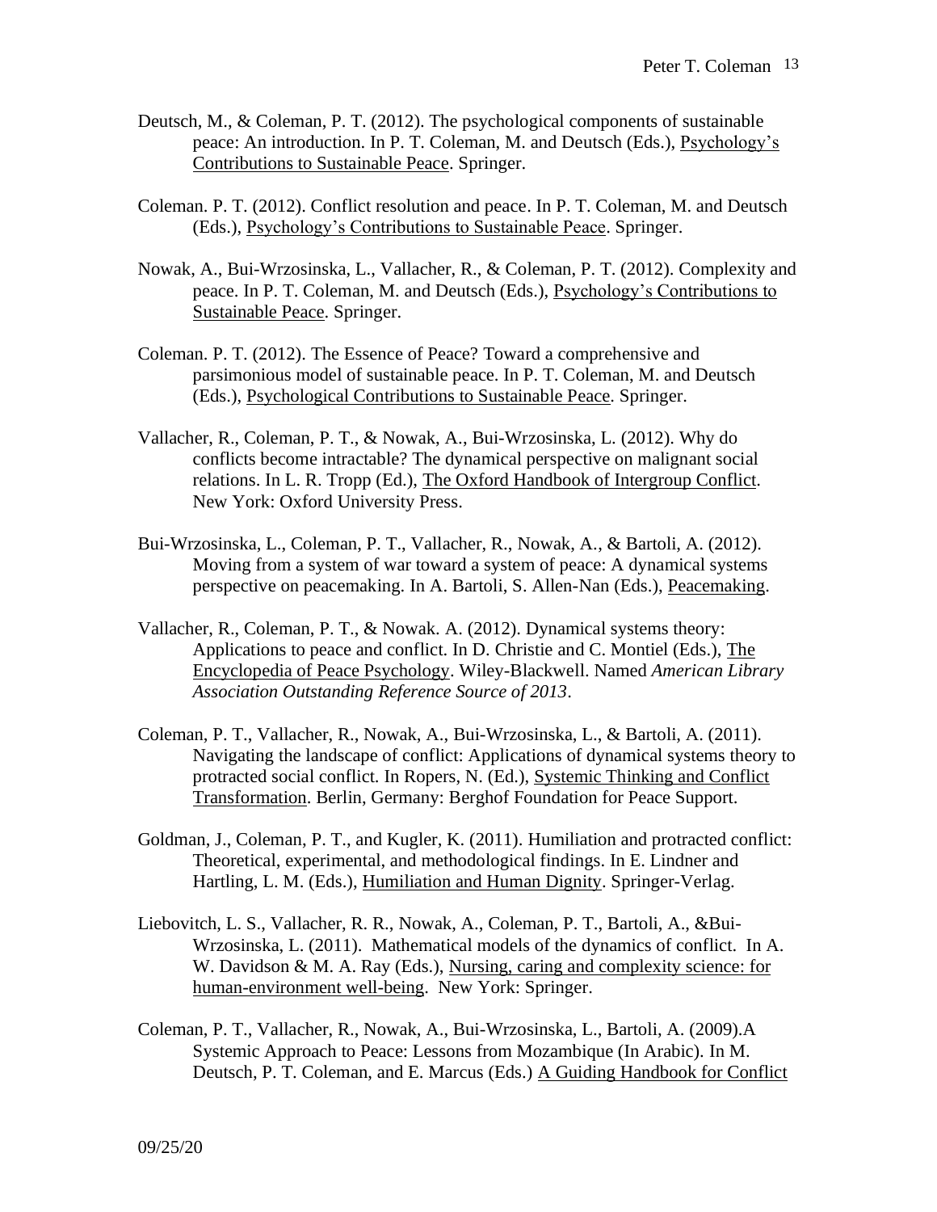Deutsch, M., & Coleman, P. T. (2012). The psychological components of sustainable peace: An introduction. In P. T. Coleman, M. and Deutsch (Eds.), Psychology's Contributions to Sustainable Peace. Springer.

Coleman. P. T. (2012). Conflict resolution and peace. In P. T. Coleman, M. and Deutsch (Eds.), Psychology's Contributions to Sustainable Peace. Springer.

Nowak, A., Bui-Wrzosinska, L., Vallacher, R., & Coleman, P. T. (2012). Complexity and peace. In P. T. Coleman, M. and Deutsch (Eds.), Psychology's Contributions to Sustainable Peace. Springer.

Coleman. P. T. (2012). The Essence of Peace? Toward a comprehensive and parsimonious model of sustainable peace. In P. T. Coleman, M. and Deutsch (Eds.), Psychological Contributions to Sustainable Peace. Springer.

Vallacher, R., Coleman, P. T., & Nowak, A., Bui-Wrzosinska, L. (2012). Why do conflicts become intractable? The dynamical perspective on malignant social relations. In L. R. Tropp (Ed.), The Oxford Handbook of Intergroup Conflict. New York: Oxford University Press.

Bui-Wrzosinska, L., Coleman, P. T., Vallacher, R., Nowak, A., & Bartoli, A. (2012). Moving from a system of war toward a system of peace: A dynamical systems perspective on peacemaking. In A. Bartoli, S. Allen-Nan (Eds.), Peacemaking.

Vallacher, R., Coleman, P. T., & Nowak. A. (2012). Dynamical systems theory: Applications to peace and conflict. In D. Christie and C. Montiel (Eds.), The Encyclopedia of Peace Psychology. Wiley-Blackwell. Named *American Library Association Outstanding Reference Source of 2013*.

Coleman, P. T., Vallacher, R., Nowak, A., Bui-Wrzosinska, L., & Bartoli, A. (2011). Navigating the landscape of conflict: Applications of dynamical systems theory to protracted social conflict. In Ropers, N. (Ed.), Systemic Thinking and Conflict Transformation. Berlin, Germany: Berghof Foundation for Peace Support.

Goldman, J., Coleman, P. T., and Kugler, K. (2011). Humiliation and protracted conflict: Theoretical, experimental, and methodological findings. In E. Lindner and Hartling, L. M. (Eds.), Humiliation and Human Dignity. Springer-Verlag.

Liebovitch, L. S., Vallacher, R. R., Nowak, A., Coleman, P. T., Bartoli, A., &Bui-Wrzosinska, L. (2011). Mathematical models of the dynamics of conflict. In A. W. Davidson & M. A. Ray (Eds.), Nursing, caring and complexity science: for human-environment well-being. New York: Springer.

Coleman, P. T., Vallacher, R., Nowak, A., Bui-Wrzosinska, L., Bartoli, A. (2009).A Systemic Approach to Peace: Lessons from Mozambique (In Arabic). In M. Deutsch, P. T. Coleman, and E. Marcus (Eds.) A Guiding Handbook for Conflict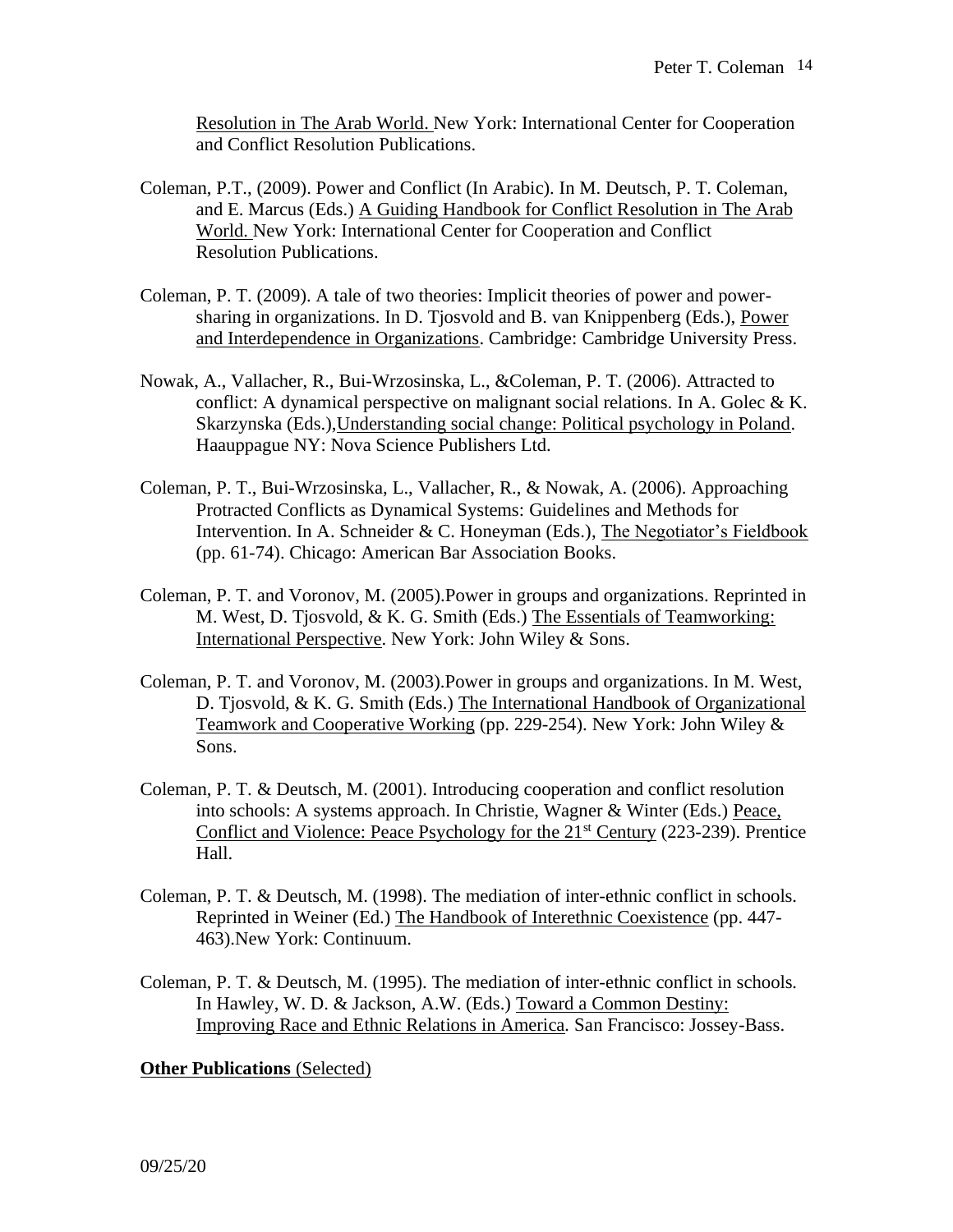Resolution in The Arab World. New York: International Center for Cooperation and Conflict Resolution Publications.

Coleman, P.T., (2009). Power and Conflict (In Arabic). In M. Deutsch, P. T. Coleman, and E. Marcus (Eds.) A Guiding Handbook for Conflict Resolution in The Arab World. New York: International Center for Cooperation and Conflict Resolution Publications.

Coleman, P. T. (2009). A tale of two theories: Implicit theories of power and power-sharing in organizations. In D. Tjosvold and B. van Knippenberg (Eds.), Power and Interdependence in Organizations. Cambridge: Cambridge University Press.

Nowak, A., Vallacher, R., Bui-Wrzosinska, L., &Coleman, P. T. (2006). Attracted to conflict: A dynamical perspective on malignant social relations. In A. Golec & K. Skarzynska (Eds.),Understanding social change: Political psychology in Poland. Haauppague NY: Nova Science Publishers Ltd.

Coleman, P. T., Bui-Wrzosinska, L., Vallacher, R., & Nowak, A. (2006). Approaching Protracted Conflicts as Dynamical Systems: Guidelines and Methods for Intervention. In A. Schneider & C. Honeyman (Eds.), The Negotiator's Fieldbook (pp. 61-74). Chicago: American Bar Association Books.

Coleman, P. T. and Voronov, M. (2005).Power in groups and organizations. Reprinted in M. West, D. Tjosvold, & K. G. Smith (Eds.) The Essentials of Teamworking: International Perspective. New York: John Wiley & Sons.

Coleman, P. T. and Voronov, M. (2003).Power in groups and organizations. In M. West, D. Tjosvold, & K. G. Smith (Eds.) The International Handbook of Organizational Teamwork and Cooperative Working (pp. 229-254). New York: John Wiley & Sons.

Coleman, P. T. & Deutsch, M. (2001). Introducing cooperation and conflict resolution into schools: A systems approach. In Christie, Wagner & Winter (Eds.) Peace, Conflict and Violence: Peace Psychology for the 21st Century (223-239). Prentice Hall.

Coleman, P. T. & Deutsch, M. (1998). The mediation of inter-ethnic conflict in schools. Reprinted in Weiner (Ed.) The Handbook of Interethnic Coexistence (pp. 447-463).New York: Continuum.

Coleman, P. T. & Deutsch, M. (1995). The mediation of inter-ethnic conflict in schools. In Hawley, W. D. & Jackson, A.W. (Eds.) Toward a Common Destiny: Improving Race and Ethnic Relations in America. San Francisco: Jossey-Bass.

**Other Publications** (Selected)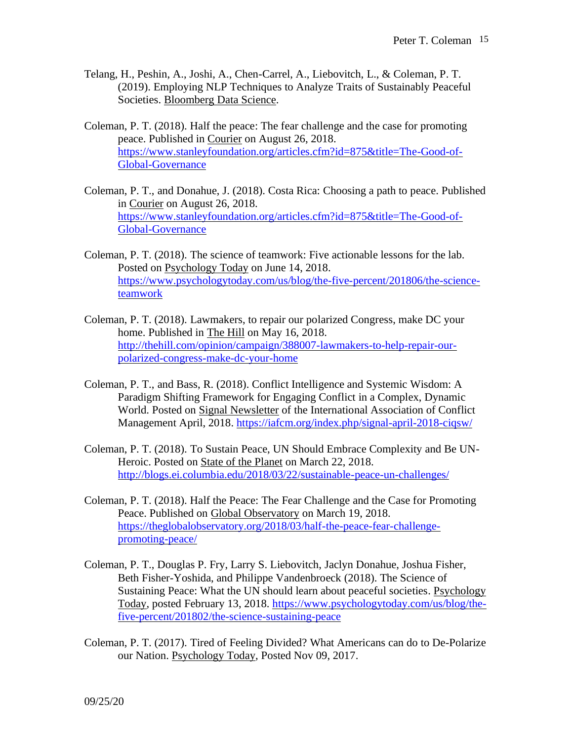Telang, H., Peshin, A., Joshi, A., Chen-Carrel, A., Liebovitch, L., & Coleman, P. T. (2019). Employing NLP Techniques to Analyze Traits of Sustainably Peaceful Societies. Bloomberg Data Science.

Coleman, P. T. (2018). Half the peace: The fear challenge and the case for promoting peace. Published in Courier on August 26, 2018. https://www.stanleyfoundation.org/articles.cfm?id=875&title=The-Good-of-Global-Governance

Coleman, P. T., and Donahue, J. (2018). Costa Rica: Choosing a path to peace. Published in Courier on August 26, 2018. https://www.stanleyfoundation.org/articles.cfm?id=875&title=The-Good-of-Global-Governance

Coleman, P. T. (2018). The science of teamwork: Five actionable lessons for the lab. Posted on Psychology Today on June 14, 2018. https://www.psychologytoday.com/us/blog/the-five-percent/201806/the-science-teamwork

Coleman, P. T. (2018). Lawmakers, to repair our polarized Congress, make DC your home. Published in The Hill on May 16, 2018. http://thehill.com/opinion/campaign/388007-lawmakers-to-help-repair-our-polarized-congress-make-dc-your-home

Coleman, P. T., and Bass, R. (2018). Conflict Intelligence and Systemic Wisdom: A Paradigm Shifting Framework for Engaging Conflict in a Complex, Dynamic World. Posted on Signal Newsletter of the International Association of Conflict Management April, 2018. https://iafcm.org/index.php/signal-april-2018-ciqsw/

Coleman, P. T. (2018). To Sustain Peace, UN Should Embrace Complexity and Be UN-Heroic. Posted on State of the Planet on March 22, 2018. http://blogs.ei.columbia.edu/2018/03/22/sustainable-peace-un-challenges/

Coleman, P. T. (2018). Half the Peace: The Fear Challenge and the Case for Promoting Peace. Published on Global Observatory on March 19, 2018. https://theglobalobservatory.org/2018/03/half-the-peace-fear-challenge-promoting-peace/

Coleman, P. T., Douglas P. Fry, Larry S. Liebovitch, Jaclyn Donahue, Joshua Fisher, Beth Fisher-Yoshida, and Philippe Vandenbroeck (2018). The Science of Sustaining Peace: What the UN should learn about peaceful societies. Psychology Today, posted February 13, 2018. https://www.psychologytoday.com/us/blog/the-five-percent/201802/the-science-sustaining-peace

Coleman, P. T. (2017). Tired of Feeling Divided? What Americans can do to De-Polarize our Nation. Psychology Today, Posted Nov 09, 2017.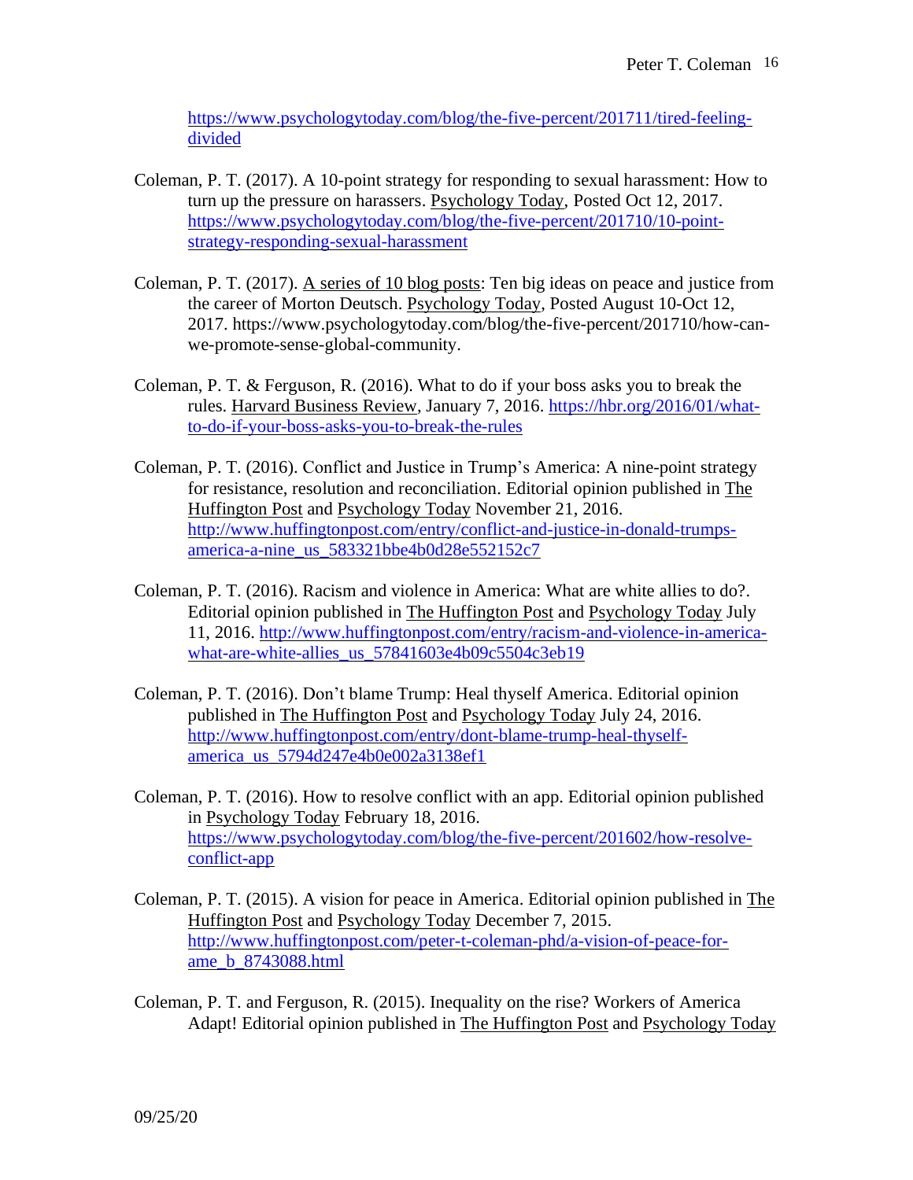https://www.psychologytoday.com/blog/the-five-percent/201711/tired-feeling-divided

Coleman, P. T. (2017). A 10-point strategy for responding to sexual harassment: How to turn up the pressure on harassers. Psychology Today, Posted Oct 12, 2017. https://www.psychologytoday.com/blog/the-five-percent/201710/10-point-strategy-responding-sexual-harassment

Coleman, P. T. (2017). A series of 10 blog posts: Ten big ideas on peace and justice from the career of Morton Deutsch. Psychology Today, Posted August 10-Oct 12, 2017. https://www.psychologytoday.com/blog/the-five-percent/201710/how-can-we-promote-sense-global-community.

Coleman, P. T. & Ferguson, R. (2016). What to do if your boss asks you to break the rules. Harvard Business Review, January 7, 2016. https://hbr.org/2016/01/what-to-do-if-your-boss-asks-you-to-break-the-rules

Coleman, P. T. (2016). Conflict and Justice in Trump's America: A nine-point strategy for resistance, resolution and reconciliation. Editorial opinion published in The Huffington Post and Psychology Today November 21, 2016. http://www.huffingtonpost.com/entry/conflict-and-justice-in-donald-trumps-america-a-nine_us_583321bbe4b0d28e552152c7

Coleman, P. T. (2016). Racism and violence in America: What are white allies to do?. Editorial opinion published in The Huffington Post and Psychology Today July 11, 2016. http://www.huffingtonpost.com/entry/racism-and-violence-in-america-what-are-white-allies_us_57841603e4b09c5504c3eb19

Coleman, P. T. (2016). Don't blame Trump: Heal thyself America. Editorial opinion published in The Huffington Post and Psychology Today July 24, 2016. http://www.huffingtonpost.com/entry/dont-blame-trump-heal-thyself-america_us_5794d247e4b0e002a3138ef1

Coleman, P. T. (2016). How to resolve conflict with an app. Editorial opinion published in Psychology Today February 18, 2016. https://www.psychologytoday.com/blog/the-five-percent/201602/how-resolve-conflict-app

Coleman, P. T. (2015). A vision for peace in America. Editorial opinion published in The Huffington Post and Psychology Today December 7, 2015. http://www.huffingtonpost.com/peter-t-coleman-phd/a-vision-of-peace-for-ame_b_8743088.html

Coleman, P. T. and Ferguson, R. (2015). Inequality on the rise? Workers of America Adapt! Editorial opinion published in The Huffington Post and Psychology Today

09/25/20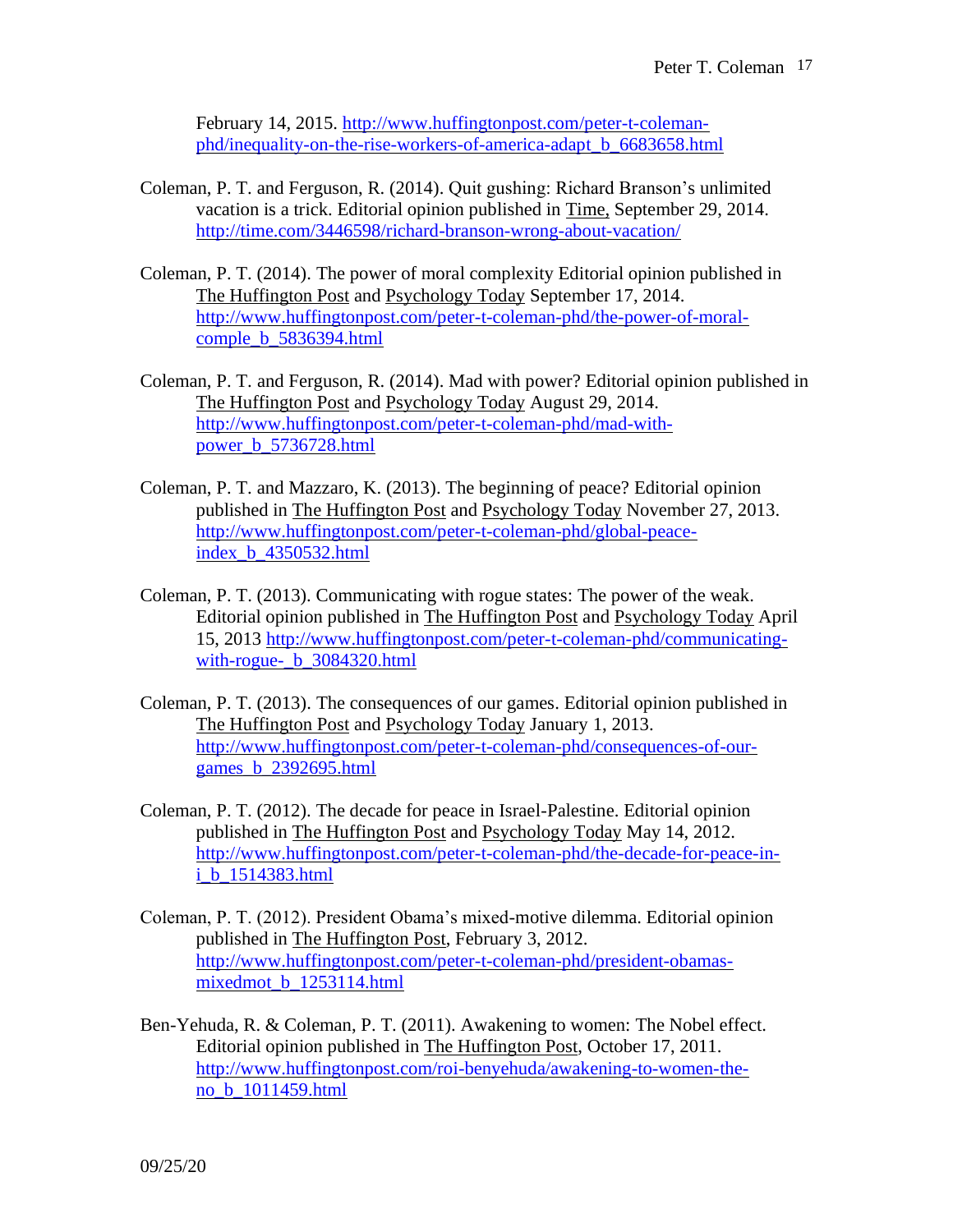February 14, 2015. http://www.huffingtonpost.com/peter-t-coleman-phd/inequality-on-the-rise-workers-of-america-adapt_b_6683658.html

Coleman, P. T. and Ferguson, R. (2014). Quit gushing: Richard Branson's unlimited vacation is a trick. Editorial opinion published in Time, September 29, 2014. http://time.com/3446598/richard-branson-wrong-about-vacation/

Coleman, P. T. (2014). The power of moral complexity Editorial opinion published in The Huffington Post and Psychology Today September 17, 2014. http://www.huffingtonpost.com/peter-t-coleman-phd/the-power-of-moral-comple_b_5836394.html

Coleman, P. T. and Ferguson, R. (2014). Mad with power? Editorial opinion published in The Huffington Post and Psychology Today August 29, 2014. http://www.huffingtonpost.com/peter-t-coleman-phd/mad-with-power_b_5736728.html

Coleman, P. T. and Mazzaro, K. (2013). The beginning of peace? Editorial opinion published in The Huffington Post and Psychology Today November 27, 2013. http://www.huffingtonpost.com/peter-t-coleman-phd/global-peace-index_b_4350532.html

Coleman, P. T. (2013). Communicating with rogue states: The power of the weak. Editorial opinion published in The Huffington Post and Psychology Today April 15, 2013 http://www.huffingtonpost.com/peter-t-coleman-phd/communicating-with-rogue-_b_3084320.html

Coleman, P. T. (2013). The consequences of our games. Editorial opinion published in The Huffington Post and Psychology Today January 1, 2013. http://www.huffingtonpost.com/peter-t-coleman-phd/consequences-of-our-games_b_2392695.html

Coleman, P. T. (2012). The decade for peace in Israel-Palestine. Editorial opinion published in The Huffington Post and Psychology Today May 14, 2012. http://www.huffingtonpost.com/peter-t-coleman-phd/the-decade-for-peace-in-i_b_1514383.html

Coleman, P. T. (2012). President Obama's mixed-motive dilemma. Editorial opinion published in The Huffington Post, February 3, 2012. http://www.huffingtonpost.com/peter-t-coleman-phd/president-obamas-mixedmot_b_1253114.html

Ben-Yehuda, R. & Coleman, P. T. (2011). Awakening to women: The Nobel effect. Editorial opinion published in The Huffington Post, October 17, 2011. http://www.huffingtonpost.com/roi-benyehuda/awakening-to-women-the-no_b_1011459.html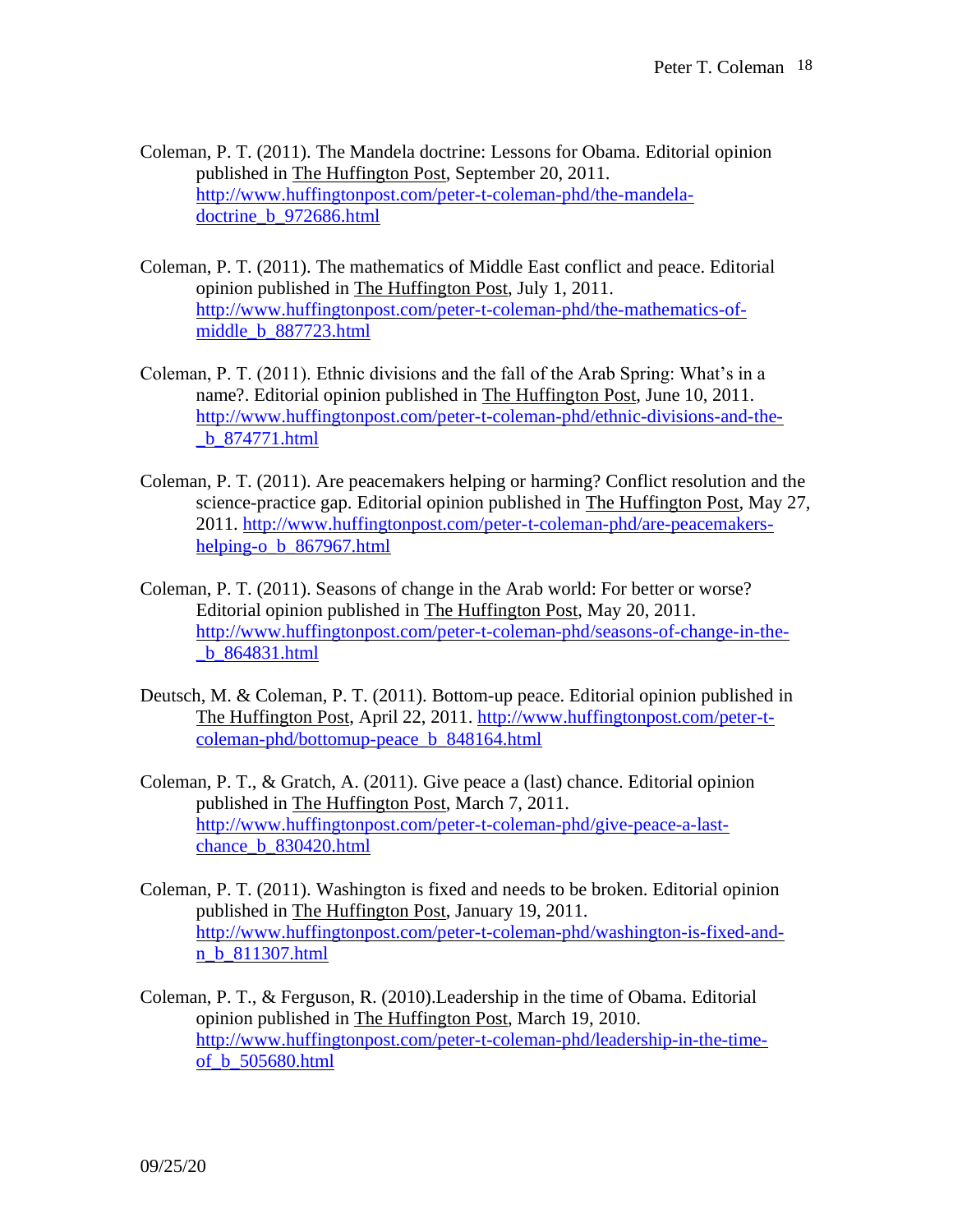Coleman, P. T. (2011). The Mandela doctrine: Lessons for Obama. Editorial opinion published in The Huffington Post, September 20, 2011. http://www.huffingtonpost.com/peter-t-coleman-phd/the-mandela-doctrine_b_972686.html

Coleman, P. T. (2011). The mathematics of Middle East conflict and peace. Editorial opinion published in The Huffington Post, July 1, 2011. http://www.huffingtonpost.com/peter-t-coleman-phd/the-mathematics-of-middle_b_887723.html

Coleman, P. T. (2011). Ethnic divisions and the fall of the Arab Spring: What's in a name?. Editorial opinion published in The Huffington Post, June 10, 2011. http://www.huffingtonpost.com/peter-t-coleman-phd/ethnic-divisions-and-the-_b_874771.html

Coleman, P. T. (2011). Are peacemakers helping or harming? Conflict resolution and the science-practice gap. Editorial opinion published in The Huffington Post, May 27, 2011. http://www.huffingtonpost.com/peter-t-coleman-phd/are-peacemakers-helping-o_b_867967.html

Coleman, P. T. (2011). Seasons of change in the Arab world: For better or worse? Editorial opinion published in The Huffington Post, May 20, 2011. http://www.huffingtonpost.com/peter-t-coleman-phd/seasons-of-change-in-the-_b_864831.html

Deutsch, M. & Coleman, P. T. (2011). Bottom-up peace. Editorial opinion published in The Huffington Post, April 22, 2011. http://www.huffingtonpost.com/peter-t-coleman-phd/bottomup-peace_b_848164.html

Coleman, P. T., & Gratch, A. (2011). Give peace a (last) chance. Editorial opinion published in The Huffington Post, March 7, 2011. http://www.huffingtonpost.com/peter-t-coleman-phd/give-peace-a-last-chance_b_830420.html

Coleman, P. T. (2011). Washington is fixed and needs to be broken. Editorial opinion published in The Huffington Post, January 19, 2011. http://www.huffingtonpost.com/peter-t-coleman-phd/washington-is-fixed-and-n_b_811307.html

Coleman, P. T., & Ferguson, R. (2010).Leadership in the time of Obama. Editorial opinion published in The Huffington Post, March 19, 2010. http://www.huffingtonpost.com/peter-t-coleman-phd/leadership-in-the-time-of_b_505680.html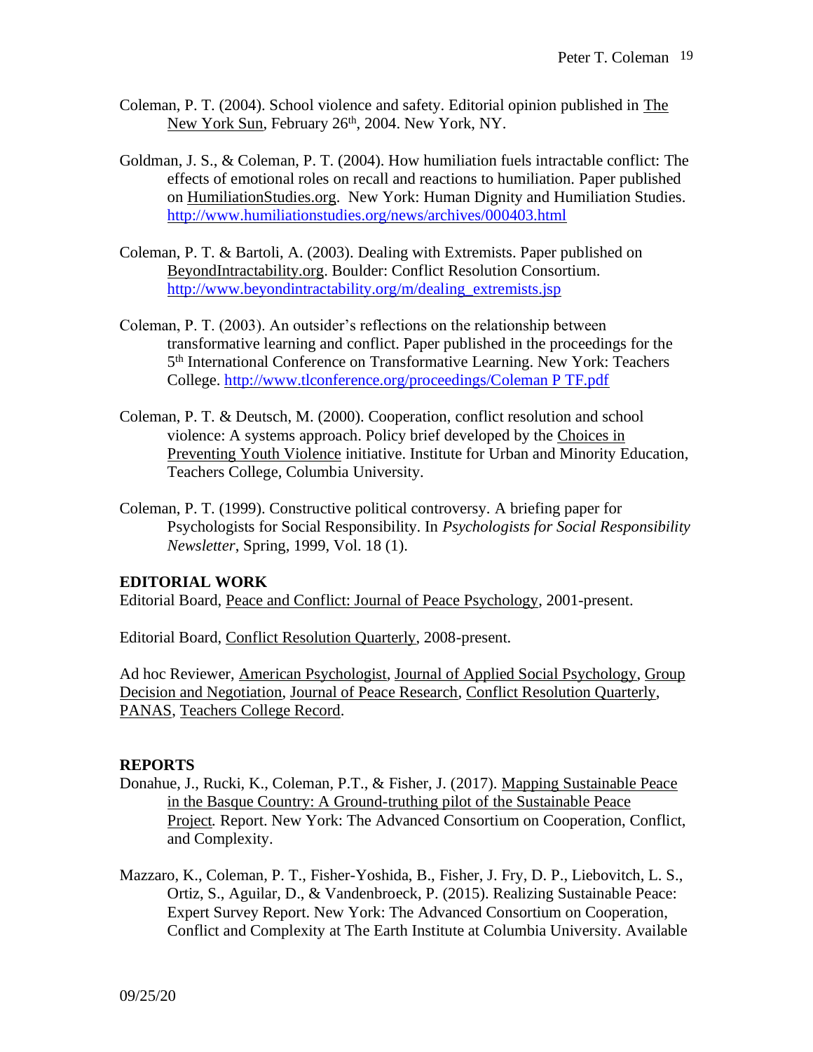Coleman, P. T. (2004). School violence and safety. Editorial opinion published in The New York Sun, February 26th, 2004. New York, NY.

Goldman, J. S., & Coleman, P. T. (2004). How humiliation fuels intractable conflict: The effects of emotional roles on recall and reactions to humiliation. Paper published on HumiliationStudies.org. New York: Human Dignity and Humiliation Studies. http://www.humiliationstudies.org/news/archives/000403.html

Coleman, P. T. & Bartoli, A. (2003). Dealing with Extremists. Paper published on BeyondIntractability.org. Boulder: Conflict Resolution Consortium. http://www.beyondintractability.org/m/dealing_extremists.jsp

Coleman, P. T. (2003). An outsider's reflections on the relationship between transformative learning and conflict. Paper published in the proceedings for the 5th International Conference on Transformative Learning. New York: Teachers College. http://www.tlconference.org/proceedings/Coleman P TF.pdf

Coleman, P. T. & Deutsch, M. (2000). Cooperation, conflict resolution and school violence: A systems approach. Policy brief developed by the Choices in Preventing Youth Violence initiative. Institute for Urban and Minority Education, Teachers College, Columbia University.

Coleman, P. T. (1999). Constructive political controversy. A briefing paper for Psychologists for Social Responsibility. In *Psychologists for Social Responsibility Newsletter*, Spring, 1999, Vol. 18 (1).

## EDITORIAL WORK

Editorial Board, Peace and Conflict: Journal of Peace Psychology, 2001-present.

Editorial Board, Conflict Resolution Quarterly, 2008-present.

Ad hoc Reviewer, American Psychologist, Journal of Applied Social Psychology, Group Decision and Negotiation, Journal of Peace Research, Conflict Resolution Quarterly, PANAS, Teachers College Record.

## REPORTS

Donahue, J., Rucki, K., Coleman, P.T., & Fisher, J. (2017). Mapping Sustainable Peace in the Basque Country: A Ground-truthing pilot of the Sustainable Peace Project. Report. New York: The Advanced Consortium on Cooperation, Conflict, and Complexity.

Mazzaro, K., Coleman, P. T., Fisher-Yoshida, B., Fisher, J. Fry, D. P., Liebovitch, L. S., Ortiz, S., Aguilar, D., & Vandenbroeck, P. (2015). Realizing Sustainable Peace: Expert Survey Report. New York: The Advanced Consortium on Cooperation, Conflict and Complexity at The Earth Institute at Columbia University. Available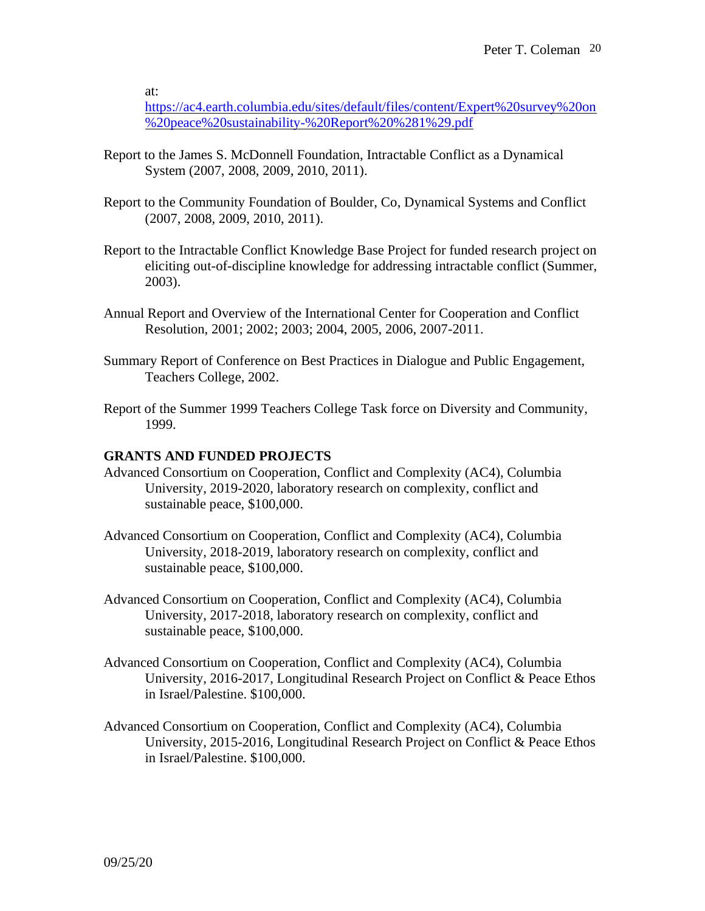at: https://ac4.earth.columbia.edu/sites/default/files/content/Expert%20survey%20on%20peace%20sustainability-%20Report%20%281%29.pdf

Report to the James S. McDonnell Foundation, Intractable Conflict as a Dynamical System (2007, 2008, 2009, 2010, 2011).

Report to the Community Foundation of Boulder, Co, Dynamical Systems and Conflict (2007, 2008, 2009, 2010, 2011).

Report to the Intractable Conflict Knowledge Base Project for funded research project on eliciting out-of-discipline knowledge for addressing intractable conflict (Summer, 2003).

Annual Report and Overview of the International Center for Cooperation and Conflict Resolution, 2001; 2002; 2003; 2004, 2005, 2006, 2007-2011.

Summary Report of Conference on Best Practices in Dialogue and Public Engagement, Teachers College, 2002.

Report of the Summer 1999 Teachers College Task force on Diversity and Community, 1999.

**GRANTS AND FUNDED PROJECTS**

Advanced Consortium on Cooperation, Conflict and Complexity (AC4), Columbia University, 2019-2020, laboratory research on complexity, conflict and sustainable peace, $100,000.

Advanced Consortium on Cooperation, Conflict and Complexity (AC4), Columbia University, 2018-2019, laboratory research on complexity, conflict and sustainable peace, $100,000.

Advanced Consortium on Cooperation, Conflict and Complexity (AC4), Columbia University, 2017-2018, laboratory research on complexity, conflict and sustainable peace, $100,000.

Advanced Consortium on Cooperation, Conflict and Complexity (AC4), Columbia University, 2016-2017, Longitudinal Research Project on Conflict & Peace Ethos in Israel/Palestine. $100,000.

Advanced Consortium on Cooperation, Conflict and Complexity (AC4), Columbia University, 2015-2016, Longitudinal Research Project on Conflict & Peace Ethos in Israel/Palestine. $100,000.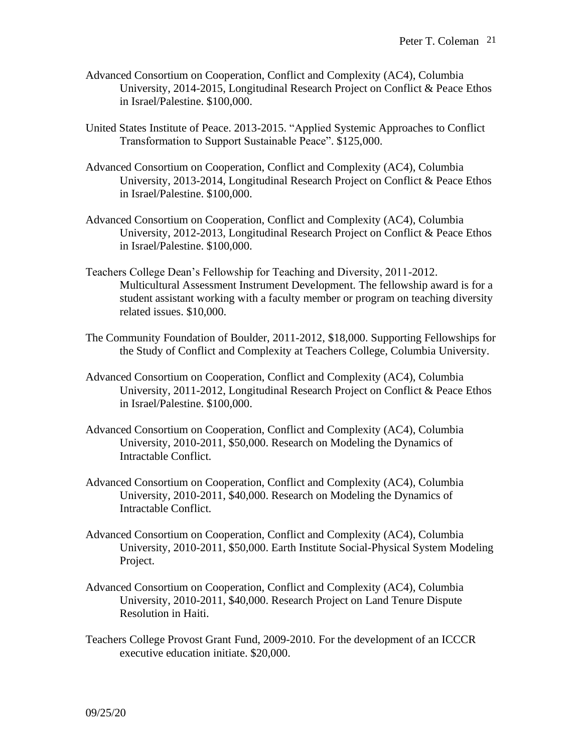Advanced Consortium on Cooperation, Conflict and Complexity (AC4), Columbia University, 2014-2015, Longitudinal Research Project on Conflict & Peace Ethos in Israel/Palestine. $100,000.

United States Institute of Peace. 2013-2015. "Applied Systemic Approaches to Conflict Transformation to Support Sustainable Peace". $125,000.

Advanced Consortium on Cooperation, Conflict and Complexity (AC4), Columbia University, 2013-2014, Longitudinal Research Project on Conflict & Peace Ethos in Israel/Palestine. $100,000.

Advanced Consortium on Cooperation, Conflict and Complexity (AC4), Columbia University, 2012-2013, Longitudinal Research Project on Conflict & Peace Ethos in Israel/Palestine. $100,000.

Teachers College Dean's Fellowship for Teaching and Diversity, 2011-2012. Multicultural Assessment Instrument Development. The fellowship award is for a student assistant working with a faculty member or program on teaching diversity related issues. $10,000.

The Community Foundation of Boulder, 2011-2012, $18,000. Supporting Fellowships for the Study of Conflict and Complexity at Teachers College, Columbia University.

Advanced Consortium on Cooperation, Conflict and Complexity (AC4), Columbia University, 2011-2012, Longitudinal Research Project on Conflict & Peace Ethos in Israel/Palestine. $100,000.

Advanced Consortium on Cooperation, Conflict and Complexity (AC4), Columbia University, 2010-2011, $50,000. Research on Modeling the Dynamics of Intractable Conflict.

Advanced Consortium on Cooperation, Conflict and Complexity (AC4), Columbia University, 2010-2011, $40,000. Research on Modeling the Dynamics of Intractable Conflict.

Advanced Consortium on Cooperation, Conflict and Complexity (AC4), Columbia University, 2010-2011, $50,000. Earth Institute Social-Physical System Modeling Project.

Advanced Consortium on Cooperation, Conflict and Complexity (AC4), Columbia University, 2010-2011, $40,000. Research Project on Land Tenure Dispute Resolution in Haiti.

Teachers College Provost Grant Fund, 2009-2010. For the development of an ICCCR executive education initiate. $20,000.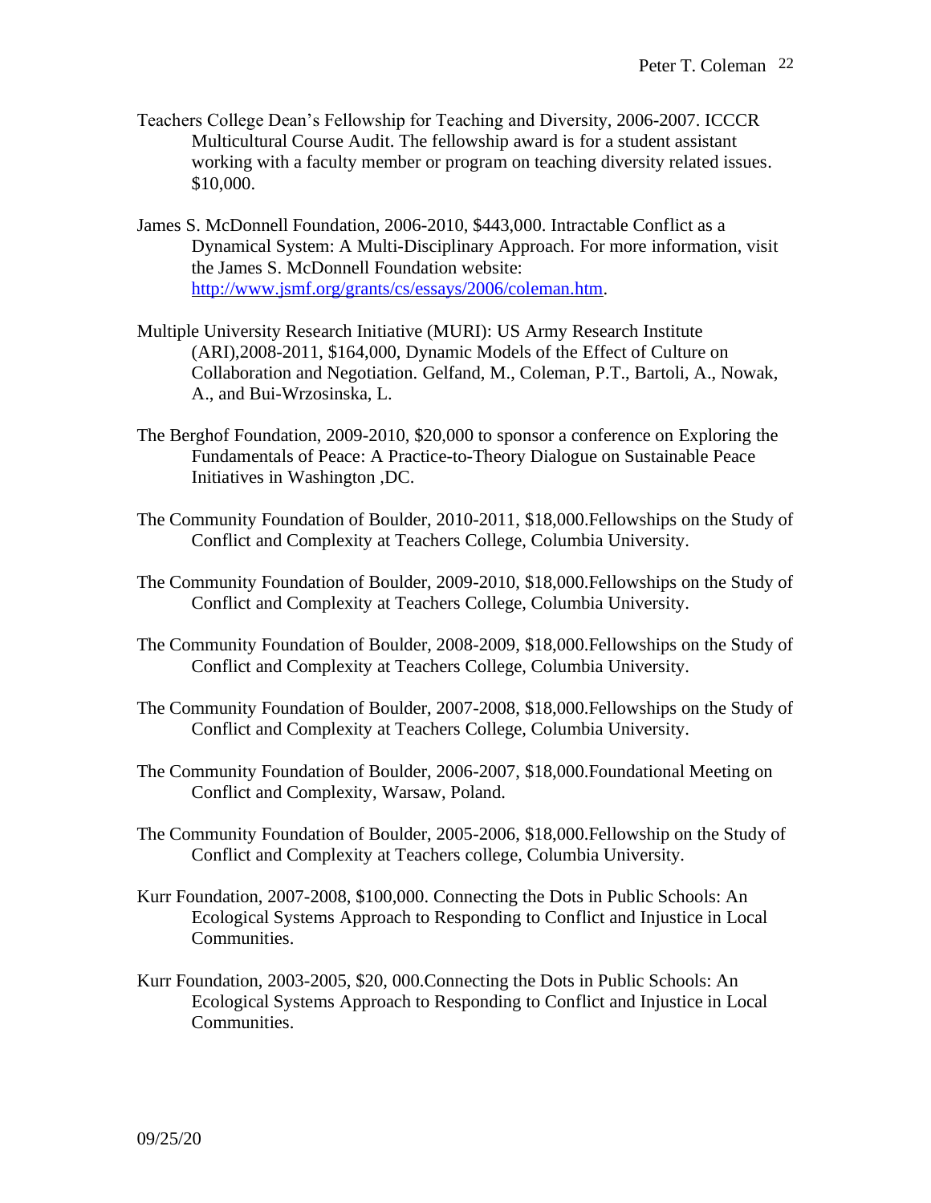Teachers College Dean's Fellowship for Teaching and Diversity, 2006-2007. ICCCR Multicultural Course Audit. The fellowship award is for a student assistant working with a faculty member or program on teaching diversity related issues. $10,000.

James S. McDonnell Foundation, 2006-2010, $443,000. Intractable Conflict as a Dynamical System: A Multi-Disciplinary Approach. For more information, visit the James S. McDonnell Foundation website: [http://www.jsmf.org/grants/cs/essays/2006/coleman.htm](http://www.jsmf.org/grants/cs/essays/2006/coleman.htm).

Multiple University Research Initiative (MURI): US Army Research Institute (ARI),2008-2011, $164,000, Dynamic Models of the Effect of Culture on Collaboration and Negotiation. Gelfand, M., Coleman, P.T., Bartoli, A., Nowak, A., and Bui-Wrzosinska, L.

The Berghof Foundation, 2009-2010, $20,000 to sponsor a conference on Exploring the Fundamentals of Peace: A Practice-to-Theory Dialogue on Sustainable Peace Initiatives in Washington ,DC.

The Community Foundation of Boulder, 2010-2011, $18,000.Fellowships on the Study of Conflict and Complexity at Teachers College, Columbia University.

The Community Foundation of Boulder, 2009-2010, $18,000.Fellowships on the Study of Conflict and Complexity at Teachers College, Columbia University.

The Community Foundation of Boulder, 2008-2009, $18,000.Fellowships on the Study of Conflict and Complexity at Teachers College, Columbia University.

The Community Foundation of Boulder, 2007-2008, $18,000.Fellowships on the Study of Conflict and Complexity at Teachers College, Columbia University.

The Community Foundation of Boulder, 2006-2007, $18,000.Foundational Meeting on Conflict and Complexity, Warsaw, Poland.

The Community Foundation of Boulder, 2005-2006, $18,000.Fellowship on the Study of Conflict and Complexity at Teachers college, Columbia University.

Kurr Foundation, 2007-2008, $100,000. Connecting the Dots in Public Schools: An Ecological Systems Approach to Responding to Conflict and Injustice in Local Communities.

Kurr Foundation, 2003-2005, $20, 000.Connecting the Dots in Public Schools: An Ecological Systems Approach to Responding to Conflict and Injustice in Local Communities.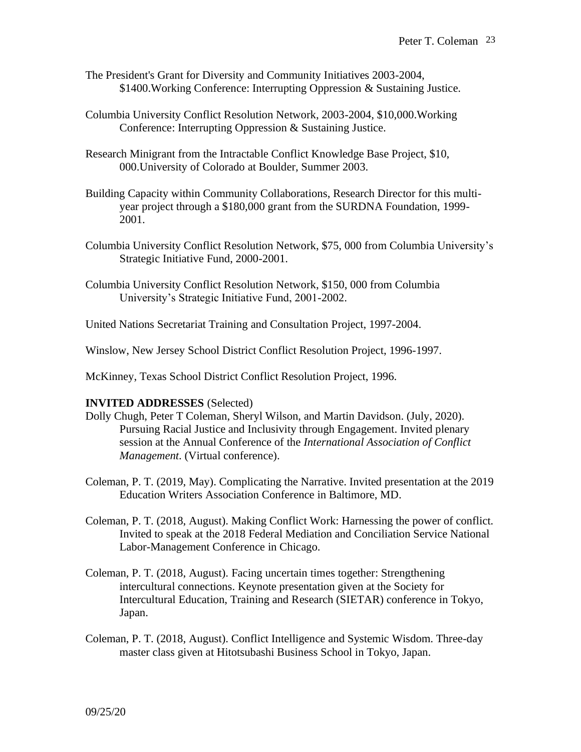The President's Grant for Diversity and Community Initiatives 2003-2004, $1400.Working Conference: Interrupting Oppression & Sustaining Justice.

Columbia University Conflict Resolution Network, 2003-2004, $10,000.Working Conference: Interrupting Oppression & Sustaining Justice.

Research Minigrant from the Intractable Conflict Knowledge Base Project, $10, 000.University of Colorado at Boulder, Summer 2003.

Building Capacity within Community Collaborations, Research Director for this multi-year project through a $180,000 grant from the SURDNA Foundation, 1999-2001.

Columbia University Conflict Resolution Network, $75, 000 from Columbia University's Strategic Initiative Fund, 2000-2001.

Columbia University Conflict Resolution Network, $150, 000 from Columbia University's Strategic Initiative Fund, 2001-2002.

United Nations Secretariat Training and Consultation Project, 1997-2004.

Winslow, New Jersey School District Conflict Resolution Project, 1996-1997.

McKinney, Texas School District Conflict Resolution Project, 1996.

**INVITED ADDRESSES** (Selected)

Dolly Chugh, Peter T Coleman, Sheryl Wilson, and Martin Davidson. (July, 2020). Pursuing Racial Justice and Inclusivity through Engagement. Invited plenary session at the Annual Conference of the *International Association of Conflict Management*. (Virtual conference).

Coleman, P. T. (2019, May). Complicating the Narrative. Invited presentation at the 2019 Education Writers Association Conference in Baltimore, MD.

Coleman, P. T. (2018, August). Making Conflict Work: Harnessing the power of conflict. Invited to speak at the 2018 Federal Mediation and Conciliation Service National Labor-Management Conference in Chicago.

Coleman, P. T. (2018, August). Facing uncertain times together: Strengthening intercultural connections. Keynote presentation given at the Society for Intercultural Education, Training and Research (SIETAR) conference in Tokyo, Japan.

Coleman, P. T. (2018, August). Conflict Intelligence and Systemic Wisdom. Three-day master class given at Hitotsubashi Business School in Tokyo, Japan.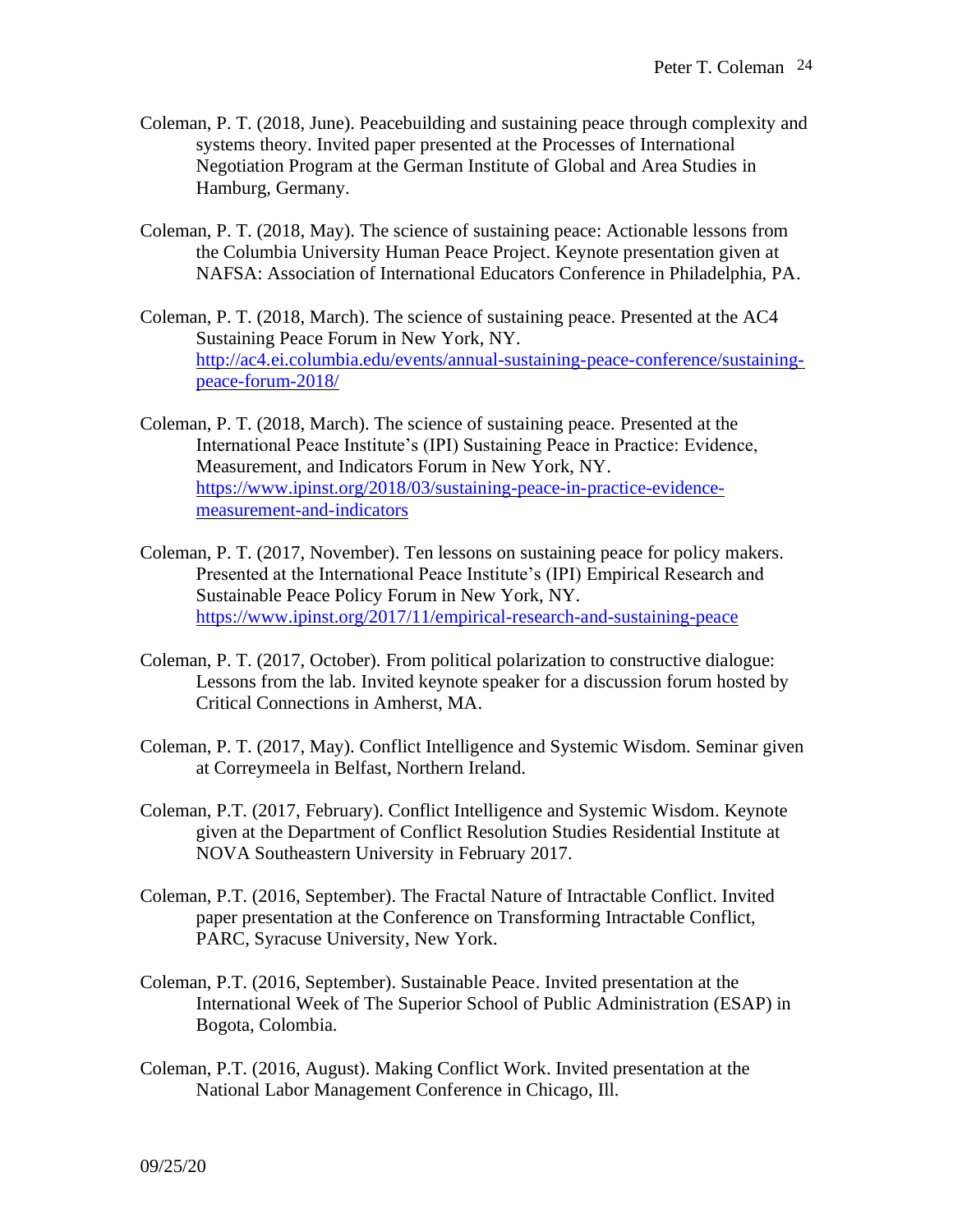Coleman, P. T. (2018, June). Peacebuilding and sustaining peace through complexity and systems theory. Invited paper presented at the Processes of International Negotiation Program at the German Institute of Global and Area Studies in Hamburg, Germany.

Coleman, P. T. (2018, May). The science of sustaining peace: Actionable lessons from the Columbia University Human Peace Project. Keynote presentation given at NAFSA: Association of International Educators Conference in Philadelphia, PA.

Coleman, P. T. (2018, March). The science of sustaining peace. Presented at the AC4 Sustaining Peace Forum in New York, NY. http://ac4.ei.columbia.edu/events/annual-sustaining-peace-conference/sustaining-peace-forum-2018/

Coleman, P. T. (2018, March). The science of sustaining peace. Presented at the International Peace Institute's (IPI) Sustaining Peace in Practice: Evidence, Measurement, and Indicators Forum in New York, NY. https://www.ipinst.org/2018/03/sustaining-peace-in-practice-evidence-measurement-and-indicators

Coleman, P. T. (2017, November). Ten lessons on sustaining peace for policy makers. Presented at the International Peace Institute's (IPI) Empirical Research and Sustainable Peace Policy Forum in New York, NY. https://www.ipinst.org/2017/11/empirical-research-and-sustaining-peace

Coleman, P. T. (2017, October). From political polarization to constructive dialogue: Lessons from the lab. Invited keynote speaker for a discussion forum hosted by Critical Connections in Amherst, MA.

Coleman, P. T. (2017, May). Conflict Intelligence and Systemic Wisdom. Seminar given at Correymeela in Belfast, Northern Ireland.

Coleman, P.T. (2017, February). Conflict Intelligence and Systemic Wisdom. Keynote given at the Department of Conflict Resolution Studies Residential Institute at NOVA Southeastern University in February 2017.

Coleman, P.T. (2016, September). The Fractal Nature of Intractable Conflict. Invited paper presentation at the Conference on Transforming Intractable Conflict, PARC, Syracuse University, New York.

Coleman, P.T. (2016, September). Sustainable Peace. Invited presentation at the International Week of The Superior School of Public Administration (ESAP) in Bogota, Colombia.

Coleman, P.T. (2016, August). Making Conflict Work. Invited presentation at the National Labor Management Conference in Chicago, Ill.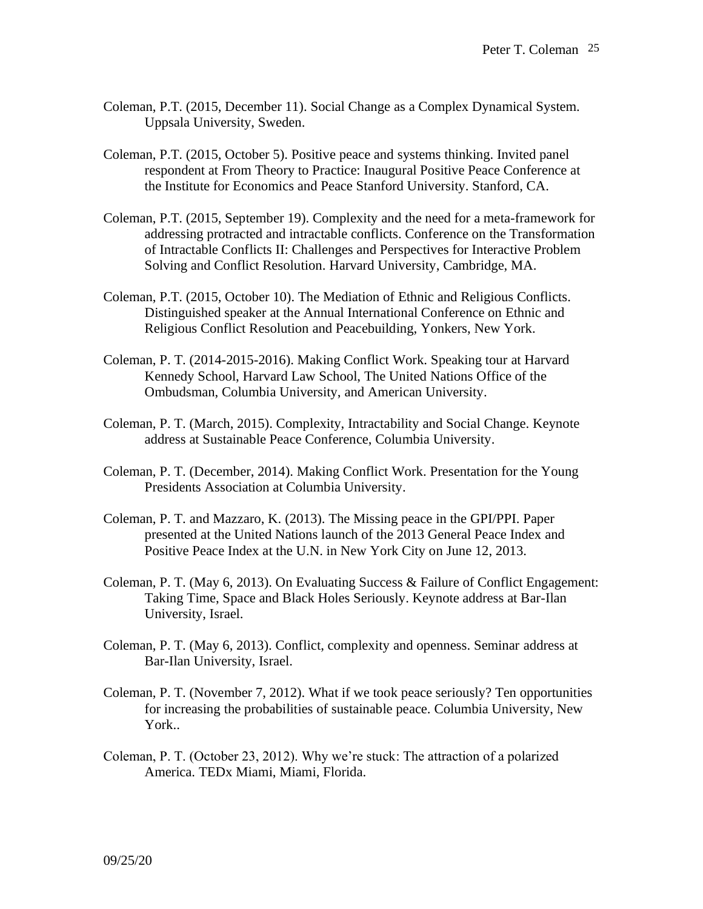Coleman, P.T. (2015, December 11). Social Change as a Complex Dynamical System. Uppsala University, Sweden.

Coleman, P.T. (2015, October 5). Positive peace and systems thinking. Invited panel respondent at From Theory to Practice: Inaugural Positive Peace Conference at the Institute for Economics and Peace Stanford University. Stanford, CA.

Coleman, P.T. (2015, September 19). Complexity and the need for a meta-framework for addressing protracted and intractable conflicts. Conference on the Transformation of Intractable Conflicts II: Challenges and Perspectives for Interactive Problem Solving and Conflict Resolution. Harvard University, Cambridge, MA.

Coleman, P.T. (2015, October 10). The Mediation of Ethnic and Religious Conflicts. Distinguished speaker at the Annual International Conference on Ethnic and Religious Conflict Resolution and Peacebuilding, Yonkers, New York.

Coleman, P. T. (2014-2015-2016). Making Conflict Work. Speaking tour at Harvard Kennedy School, Harvard Law School, The United Nations Office of the Ombudsman, Columbia University, and American University.

Coleman, P. T. (March, 2015). Complexity, Intractability and Social Change. Keynote address at Sustainable Peace Conference, Columbia University.

Coleman, P. T. (December, 2014). Making Conflict Work. Presentation for the Young Presidents Association at Columbia University.

Coleman, P. T. and Mazzaro, K. (2013). The Missing peace in the GPI/PPI. Paper presented at the United Nations launch of the 2013 General Peace Index and Positive Peace Index at the U.N. in New York City on June 12, 2013.

Coleman, P. T. (May 6, 2013). On Evaluating Success & Failure of Conflict Engagement: Taking Time, Space and Black Holes Seriously. Keynote address at Bar-Ilan University, Israel.

Coleman, P. T. (May 6, 2013). Conflict, complexity and openness. Seminar address at Bar-Ilan University, Israel.

Coleman, P. T. (November 7, 2012). What if we took peace seriously? Ten opportunities for increasing the probabilities of sustainable peace. Columbia University, New York..

Coleman, P. T. (October 23, 2012). Why we're stuck: The attraction of a polarized America. TEDx Miami, Miami, Florida.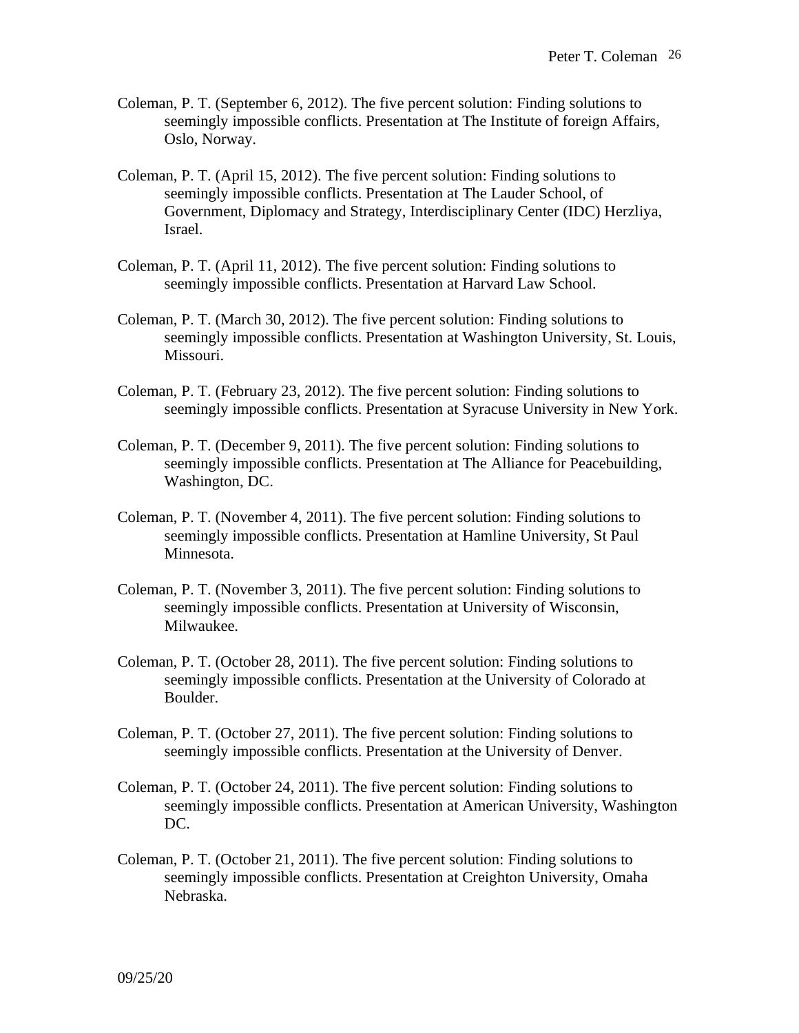Coleman, P. T. (September 6, 2012). The five percent solution: Finding solutions to seemingly impossible conflicts. Presentation at The Institute of foreign Affairs, Oslo, Norway.

Coleman, P. T. (April 15, 2012). The five percent solution: Finding solutions to seemingly impossible conflicts. Presentation at The Lauder School, of Government, Diplomacy and Strategy, Interdisciplinary Center (IDC) Herzliya, Israel.

Coleman, P. T. (April 11, 2012). The five percent solution: Finding solutions to seemingly impossible conflicts. Presentation at Harvard Law School.

Coleman, P. T. (March 30, 2012). The five percent solution: Finding solutions to seemingly impossible conflicts. Presentation at Washington University, St. Louis, Missouri.

Coleman, P. T. (February 23, 2012). The five percent solution: Finding solutions to seemingly impossible conflicts. Presentation at Syracuse University in New York.

Coleman, P. T. (December 9, 2011). The five percent solution: Finding solutions to seemingly impossible conflicts. Presentation at The Alliance for Peacebuilding, Washington, DC.

Coleman, P. T. (November 4, 2011). The five percent solution: Finding solutions to seemingly impossible conflicts. Presentation at Hamline University, St Paul Minnesota.

Coleman, P. T. (November 3, 2011). The five percent solution: Finding solutions to seemingly impossible conflicts. Presentation at University of Wisconsin, Milwaukee.

Coleman, P. T. (October 28, 2011). The five percent solution: Finding solutions to seemingly impossible conflicts. Presentation at the University of Colorado at Boulder.

Coleman, P. T. (October 27, 2011). The five percent solution: Finding solutions to seemingly impossible conflicts. Presentation at the University of Denver.

Coleman, P. T. (October 24, 2011). The five percent solution: Finding solutions to seemingly impossible conflicts. Presentation at American University, Washington DC.

Coleman, P. T. (October 21, 2011). The five percent solution: Finding solutions to seemingly impossible conflicts. Presentation at Creighton University, Omaha Nebraska.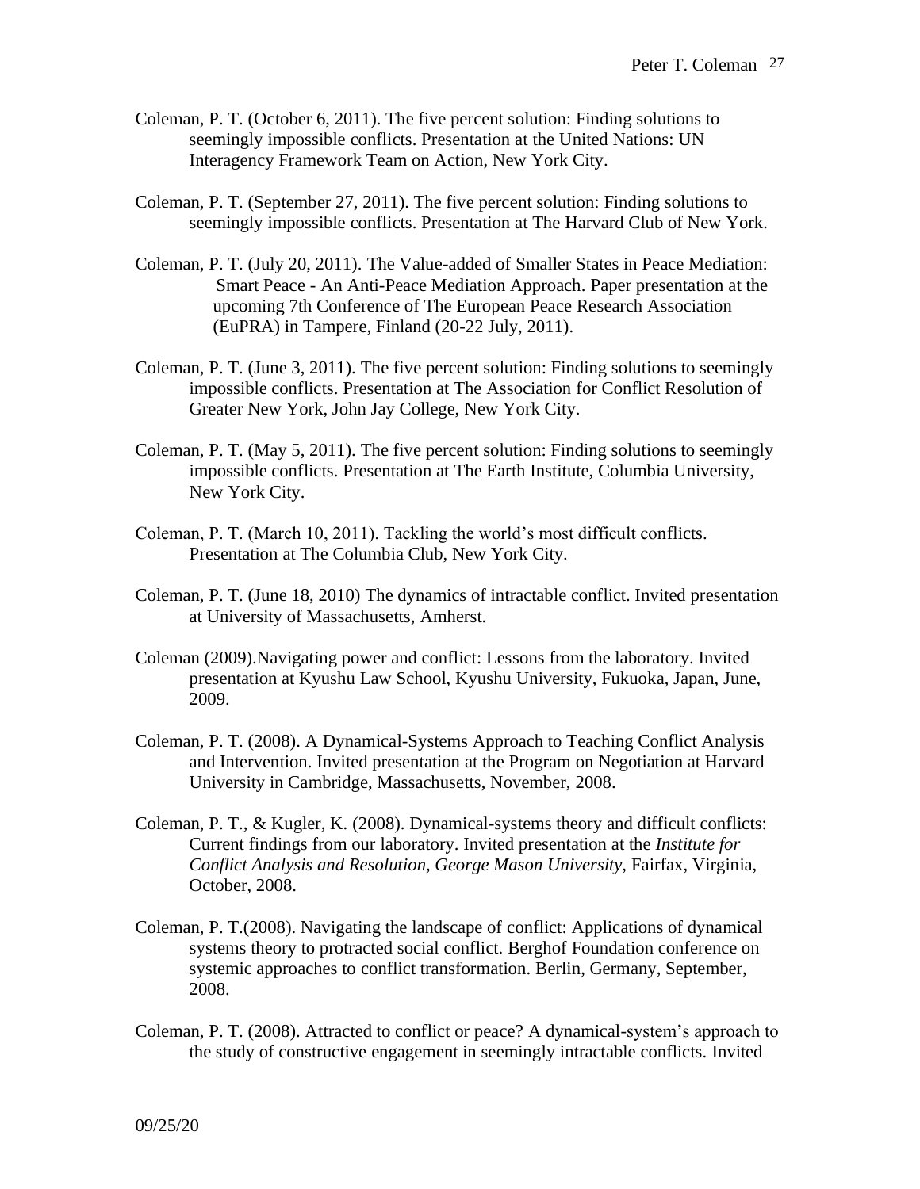Coleman, P. T. (October 6, 2011). The five percent solution: Finding solutions to seemingly impossible conflicts. Presentation at the United Nations: UN Interagency Framework Team on Action, New York City.

Coleman, P. T. (September 27, 2011). The five percent solution: Finding solutions to seemingly impossible conflicts. Presentation at The Harvard Club of New York.

Coleman, P. T. (July 20, 2011). The Value-added of Smaller States in Peace Mediation: Smart Peace - An Anti-Peace Mediation Approach. Paper presentation at the upcoming 7th Conference of The European Peace Research Association (EuPRA) in Tampere, Finland (20-22 July, 2011).

Coleman, P. T. (June 3, 2011). The five percent solution: Finding solutions to seemingly impossible conflicts. Presentation at The Association for Conflict Resolution of Greater New York, John Jay College, New York City.

Coleman, P. T. (May 5, 2011). The five percent solution: Finding solutions to seemingly impossible conflicts. Presentation at The Earth Institute, Columbia University, New York City.

Coleman, P. T. (March 10, 2011). Tackling the world's most difficult conflicts. Presentation at The Columbia Club, New York City.

Coleman, P. T. (June 18, 2010) The dynamics of intractable conflict. Invited presentation at University of Massachusetts, Amherst.

Coleman (2009).Navigating power and conflict: Lessons from the laboratory. Invited presentation at Kyushu Law School, Kyushu University, Fukuoka, Japan, June, 2009.

Coleman, P. T. (2008). A Dynamical-Systems Approach to Teaching Conflict Analysis and Intervention. Invited presentation at the Program on Negotiation at Harvard University in Cambridge, Massachusetts, November, 2008.

Coleman, P. T., & Kugler, K. (2008). Dynamical-systems theory and difficult conflicts: Current findings from our laboratory. Invited presentation at the *Institute for Conflict Analysis and Resolution, George Mason University*, Fairfax, Virginia, October, 2008.

Coleman, P. T.(2008). Navigating the landscape of conflict: Applications of dynamical systems theory to protracted social conflict. Berghof Foundation conference on systemic approaches to conflict transformation. Berlin, Germany, September, 2008.

Coleman, P. T. (2008). Attracted to conflict or peace? A dynamical-system's approach to the study of constructive engagement in seemingly intractable conflicts. Invited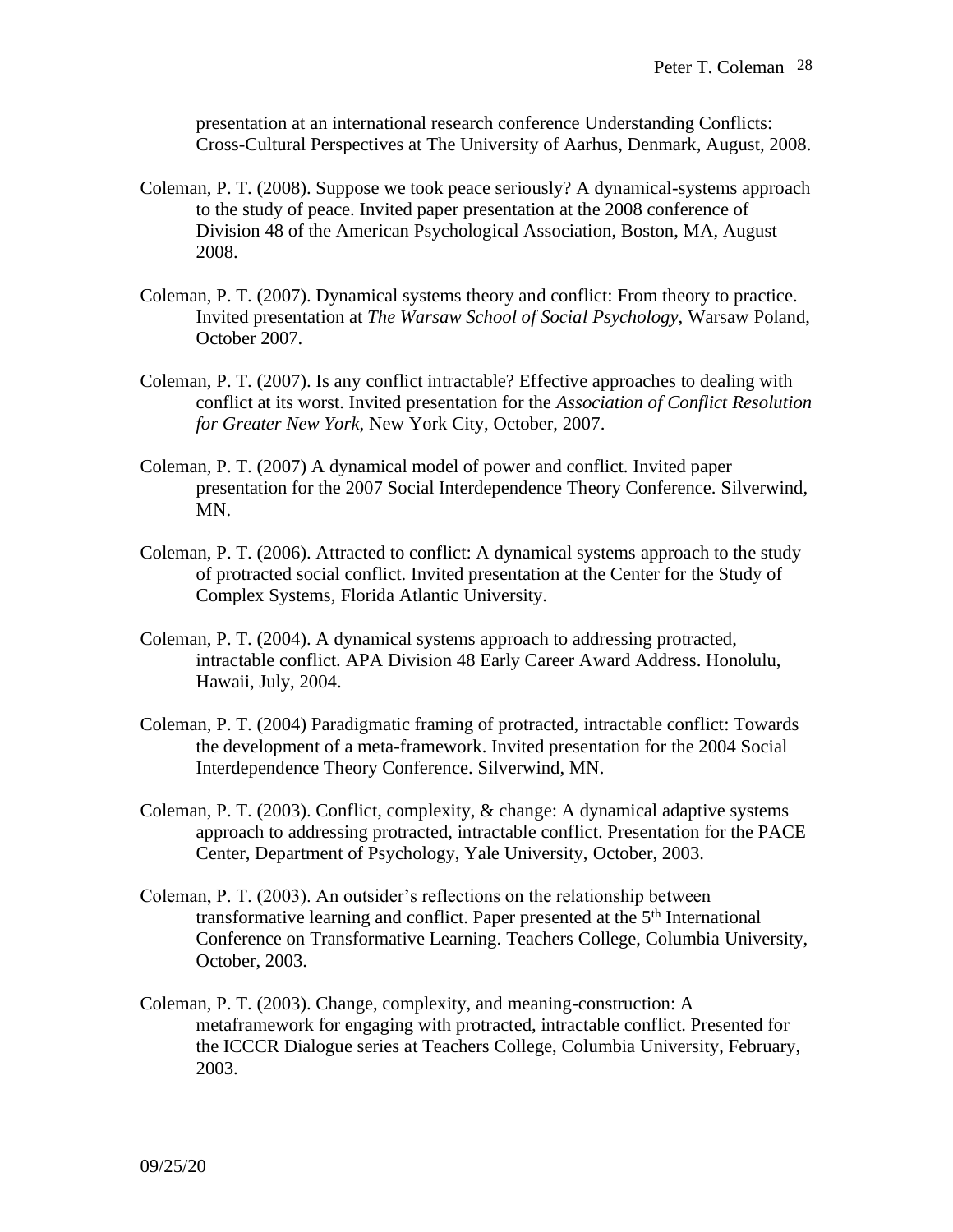presentation at an international research conference Understanding Conflicts: Cross-Cultural Perspectives at The University of Aarhus, Denmark, August, 2008.

Coleman, P. T. (2008). Suppose we took peace seriously? A dynamical-systems approach to the study of peace. Invited paper presentation at the 2008 conference of Division 48 of the American Psychological Association, Boston, MA, August 2008.

Coleman, P. T. (2007). Dynamical systems theory and conflict: From theory to practice. Invited presentation at *The Warsaw School of Social Psychology*, Warsaw Poland, October 2007.

Coleman, P. T. (2007). Is any conflict intractable? Effective approaches to dealing with conflict at its worst. Invited presentation for the *Association of Conflict Resolution for Greater New York*, New York City, October, 2007.

Coleman, P. T. (2007) A dynamical model of power and conflict. Invited paper presentation for the 2007 Social Interdependence Theory Conference. Silverwind, MN.

Coleman, P. T. (2006). Attracted to conflict: A dynamical systems approach to the study of protracted social conflict. Invited presentation at the Center for the Study of Complex Systems, Florida Atlantic University.

Coleman, P. T. (2004). A dynamical systems approach to addressing protracted, intractable conflict. APA Division 48 Early Career Award Address. Honolulu, Hawaii, July, 2004.

Coleman, P. T. (2004) Paradigmatic framing of protracted, intractable conflict: Towards the development of a meta-framework. Invited presentation for the 2004 Social Interdependence Theory Conference. Silverwind, MN.

Coleman, P. T. (2003). Conflict, complexity, & change: A dynamical adaptive systems approach to addressing protracted, intractable conflict. Presentation for the PACE Center, Department of Psychology, Yale University, October, 2003.

Coleman, P. T. (2003). An outsider's reflections on the relationship between transformative learning and conflict. Paper presented at the 5th International Conference on Transformative Learning. Teachers College, Columbia University, October, 2003.

Coleman, P. T. (2003). Change, complexity, and meaning-construction: A metaframework for engaging with protracted, intractable conflict. Presented for the ICCCR Dialogue series at Teachers College, Columbia University, February, 2003.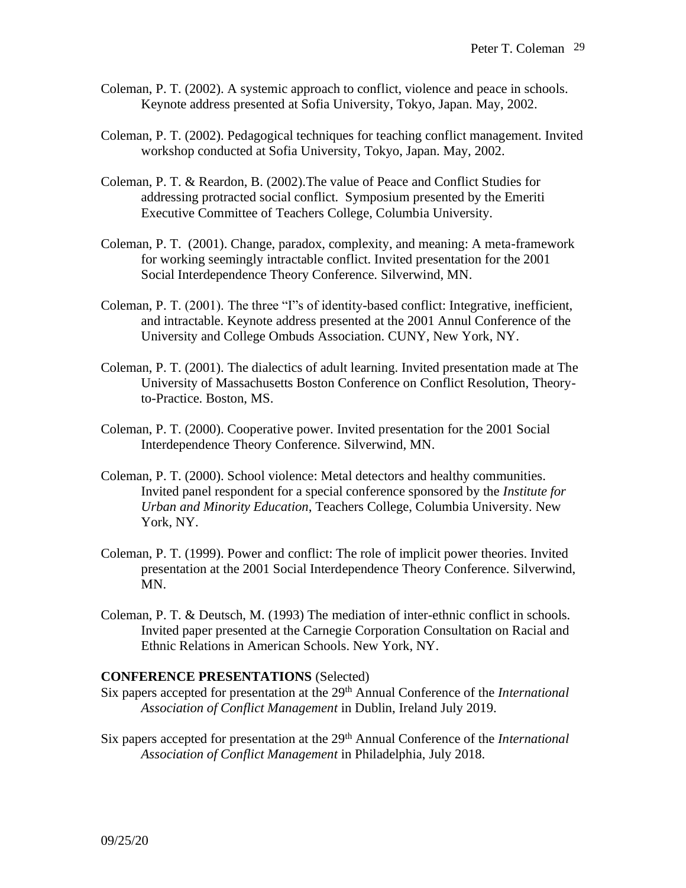Coleman, P. T. (2002). A systemic approach to conflict, violence and peace in schools. Keynote address presented at Sofia University, Tokyo, Japan. May, 2002.

Coleman, P. T. (2002). Pedagogical techniques for teaching conflict management. Invited workshop conducted at Sofia University, Tokyo, Japan. May, 2002.

Coleman, P. T. & Reardon, B. (2002).The value of Peace and Conflict Studies for addressing protracted social conflict. Symposium presented by the Emeriti Executive Committee of Teachers College, Columbia University.

Coleman, P. T. (2001). Change, paradox, complexity, and meaning: A meta-framework for working seemingly intractable conflict. Invited presentation for the 2001 Social Interdependence Theory Conference. Silverwind, MN.

Coleman, P. T. (2001). The three "I"s of identity-based conflict: Integrative, inefficient, and intractable. Keynote address presented at the 2001 Annul Conference of the University and College Ombuds Association. CUNY, New York, NY.

Coleman, P. T. (2001). The dialectics of adult learning. Invited presentation made at The University of Massachusetts Boston Conference on Conflict Resolution, Theory-to-Practice. Boston, MS.

Coleman, P. T. (2000). Cooperative power. Invited presentation for the 2001 Social Interdependence Theory Conference. Silverwind, MN.

Coleman, P. T. (2000). School violence: Metal detectors and healthy communities. Invited panel respondent for a special conference sponsored by the *Institute for Urban and Minority Education*, Teachers College, Columbia University. New York, NY.

Coleman, P. T. (1999). Power and conflict: The role of implicit power theories. Invited presentation at the 2001 Social Interdependence Theory Conference. Silverwind, MN.

Coleman, P. T. & Deutsch, M. (1993) The mediation of inter-ethnic conflict in schools. Invited paper presented at the Carnegie Corporation Consultation on Racial and Ethnic Relations in American Schools. New York, NY.

**CONFERENCE PRESENTATIONS** (Selected)

Six papers accepted for presentation at the 29th Annual Conference of the *International Association of Conflict Management* in Dublin, Ireland July 2019.

Six papers accepted for presentation at the 29th Annual Conference of the *International Association of Conflict Management* in Philadelphia, July 2018.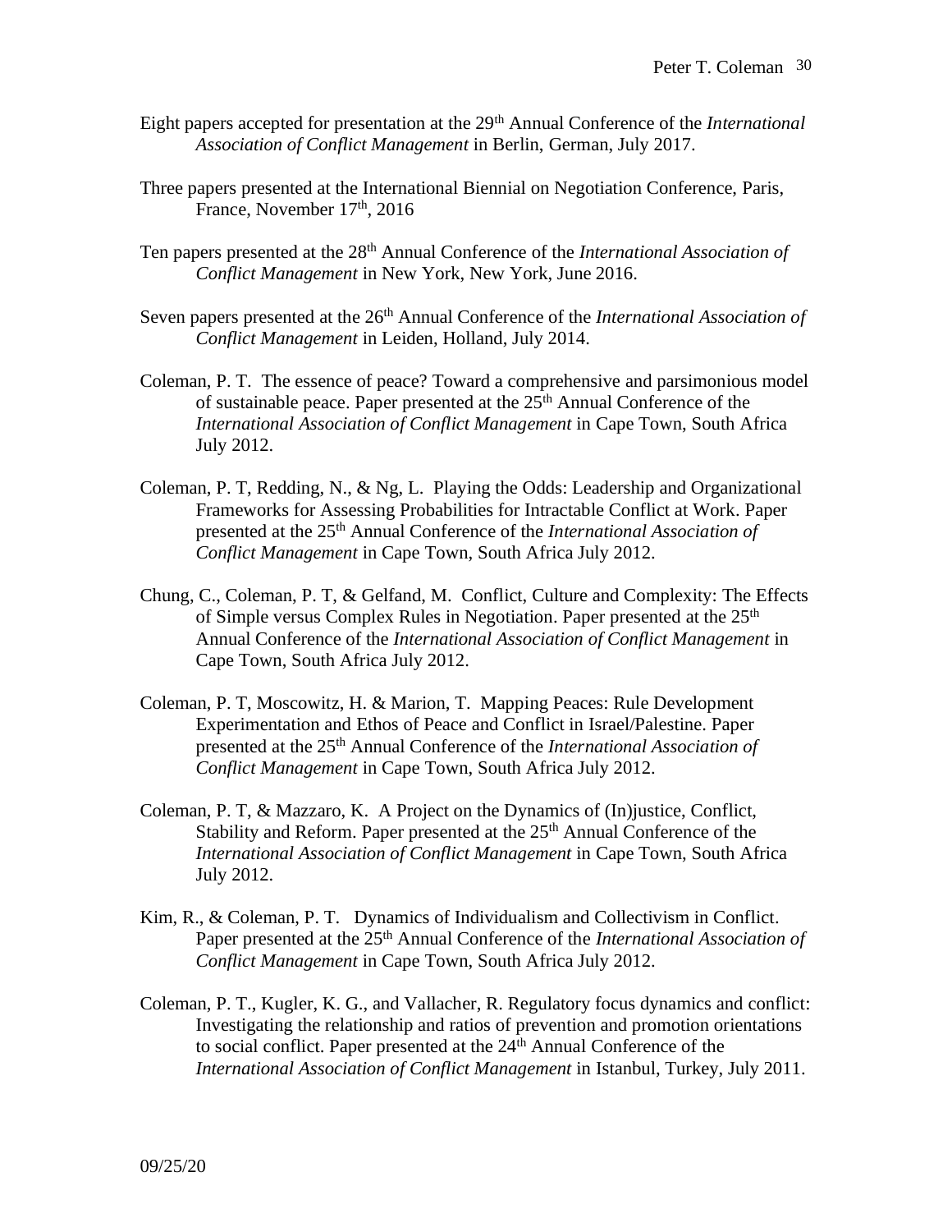Eight papers accepted for presentation at the 29th Annual Conference of the *International Association of Conflict Management* in Berlin, German, July 2017.

Three papers presented at the International Biennial on Negotiation Conference, Paris, France, November 17th, 2016

Ten papers presented at the 28th Annual Conference of the *International Association of Conflict Management* in New York, New York, June 2016.

Seven papers presented at the 26th Annual Conference of the *International Association of Conflict Management* in Leiden, Holland, July 2014.

Coleman, P. T. The essence of peace? Toward a comprehensive and parsimonious model of sustainable peace. Paper presented at the 25th Annual Conference of the *International Association of Conflict Management* in Cape Town, South Africa July 2012.

Coleman, P. T, Redding, N., & Ng, L. Playing the Odds: Leadership and Organizational Frameworks for Assessing Probabilities for Intractable Conflict at Work. Paper presented at the 25th Annual Conference of the *International Association of Conflict Management* in Cape Town, South Africa July 2012.

Chung, C., Coleman, P. T, & Gelfand, M. Conflict, Culture and Complexity: The Effects of Simple versus Complex Rules in Negotiation. Paper presented at the 25th Annual Conference of the *International Association of Conflict Management* in Cape Town, South Africa July 2012.

Coleman, P. T, Moscowitz, H. & Marion, T. Mapping Peaces: Rule Development Experimentation and Ethos of Peace and Conflict in Israel/Palestine. Paper presented at the 25th Annual Conference of the *International Association of Conflict Management* in Cape Town, South Africa July 2012.

Coleman, P. T, & Mazzaro, K. A Project on the Dynamics of (In)justice, Conflict, Stability and Reform. Paper presented at the 25th Annual Conference of the *International Association of Conflict Management* in Cape Town, South Africa July 2012.

Kim, R., & Coleman, P. T. Dynamics of Individualism and Collectivism in Conflict. Paper presented at the 25th Annual Conference of the *International Association of Conflict Management* in Cape Town, South Africa July 2012.

Coleman, P. T., Kugler, K. G., and Vallacher, R. Regulatory focus dynamics and conflict: Investigating the relationship and ratios of prevention and promotion orientations to social conflict. Paper presented at the 24th Annual Conference of the *International Association of Conflict Management* in Istanbul, Turkey, July 2011.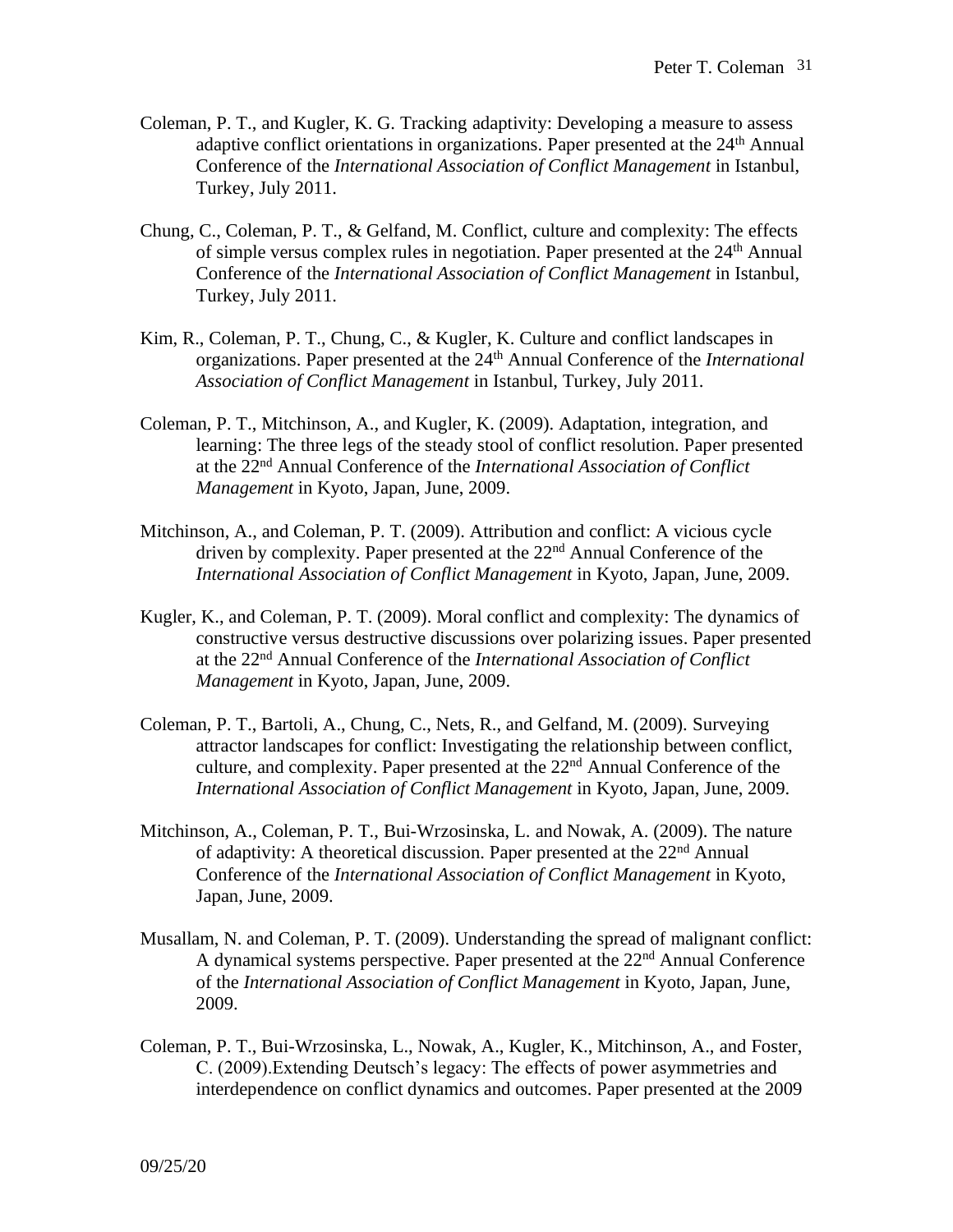Coleman, P. T., and Kugler, K. G. Tracking adaptivity: Developing a measure to assess adaptive conflict orientations in organizations. Paper presented at the 24th Annual Conference of the *International Association of Conflict Management* in Istanbul, Turkey, July 2011.

Chung, C., Coleman, P. T., & Gelfand, M. Conflict, culture and complexity: The effects of simple versus complex rules in negotiation. Paper presented at the 24th Annual Conference of the *International Association of Conflict Management* in Istanbul, Turkey, July 2011.

Kim, R., Coleman, P. T., Chung, C., & Kugler, K. Culture and conflict landscapes in organizations. Paper presented at the 24th Annual Conference of the *International Association of Conflict Management* in Istanbul, Turkey, July 2011.

Coleman, P. T., Mitchinson, A., and Kugler, K. (2009). Adaptation, integration, and learning: The three legs of the steady stool of conflict resolution. Paper presented at the 22nd Annual Conference of the *International Association of Conflict Management* in Kyoto, Japan, June, 2009.

Mitchinson, A., and Coleman, P. T. (2009). Attribution and conflict: A vicious cycle driven by complexity. Paper presented at the 22nd Annual Conference of the *International Association of Conflict Management* in Kyoto, Japan, June, 2009.

Kugler, K., and Coleman, P. T. (2009). Moral conflict and complexity: The dynamics of constructive versus destructive discussions over polarizing issues. Paper presented at the 22nd Annual Conference of the *International Association of Conflict Management* in Kyoto, Japan, June, 2009.

Coleman, P. T., Bartoli, A., Chung, C., Nets, R., and Gelfand, M. (2009). Surveying attractor landscapes for conflict: Investigating the relationship between conflict, culture, and complexity. Paper presented at the 22nd Annual Conference of the *International Association of Conflict Management* in Kyoto, Japan, June, 2009.

Mitchinson, A., Coleman, P. T., Bui-Wrzosinska, L. and Nowak, A. (2009). The nature of adaptivity: A theoretical discussion. Paper presented at the 22nd Annual Conference of the *International Association of Conflict Management* in Kyoto, Japan, June, 2009.

Musallam, N. and Coleman, P. T. (2009). Understanding the spread of malignant conflict: A dynamical systems perspective. Paper presented at the 22nd Annual Conference of the *International Association of Conflict Management* in Kyoto, Japan, June, 2009.

Coleman, P. T., Bui-Wrzosinska, L., Nowak, A., Kugler, K., Mitchinson, A., and Foster, C. (2009).Extending Deutsch's legacy: The effects of power asymmetries and interdependence on conflict dynamics and outcomes. Paper presented at the 2009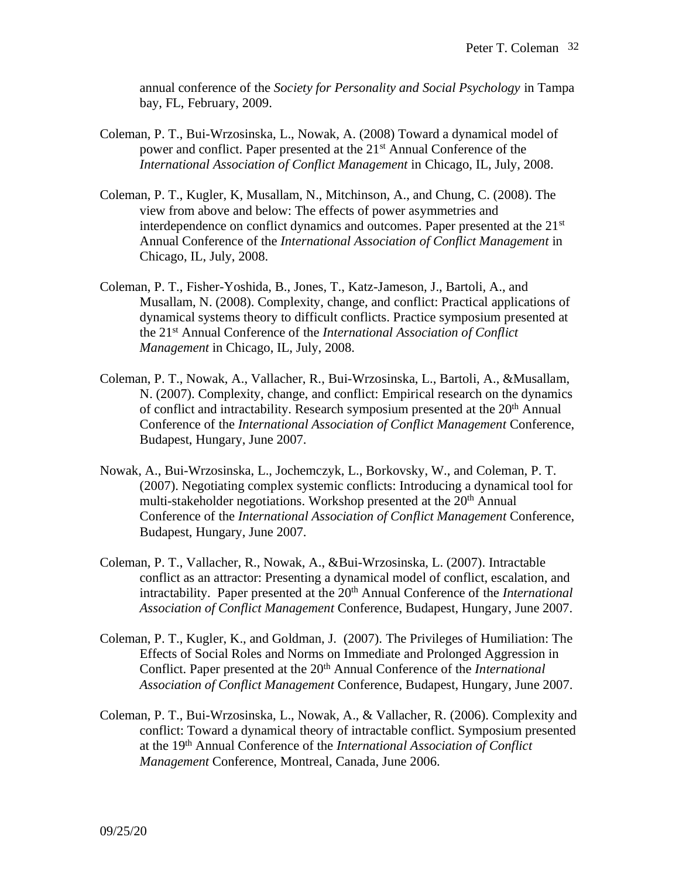annual conference of the *Society for Personality and Social Psychology* in Tampa bay, FL, February, 2009.

Coleman, P. T., Bui-Wrzosinska, L., Nowak, A. (2008) Toward a dynamical model of power and conflict. Paper presented at the 21st Annual Conference of the *International Association of Conflict Management* in Chicago, IL, July, 2008.

Coleman, P. T., Kugler, K, Musallam, N., Mitchinson, A., and Chung, C. (2008). The view from above and below: The effects of power asymmetries and interdependence on conflict dynamics and outcomes. Paper presented at the 21st Annual Conference of the *International Association of Conflict Management* in Chicago, IL, July, 2008.

Coleman, P. T., Fisher-Yoshida, B., Jones, T., Katz-Jameson, J., Bartoli, A., and Musallam, N. (2008). Complexity, change, and conflict: Practical applications of dynamical systems theory to difficult conflicts. Practice symposium presented at the 21st Annual Conference of the *International Association of Conflict Management* in Chicago, IL, July, 2008.

Coleman, P. T., Nowak, A., Vallacher, R., Bui-Wrzosinska, L., Bartoli, A., &Musallam, N. (2007). Complexity, change, and conflict: Empirical research on the dynamics of conflict and intractability. Research symposium presented at the 20th Annual Conference of the *International Association of Conflict Management* Conference, Budapest, Hungary, June 2007.

Nowak, A., Bui-Wrzosinska, L., Jochemczyk, L., Borkovsky, W., and Coleman, P. T. (2007). Negotiating complex systemic conflicts: Introducing a dynamical tool for multi-stakeholder negotiations. Workshop presented at the 20th Annual Conference of the *International Association of Conflict Management* Conference, Budapest, Hungary, June 2007.

Coleman, P. T., Vallacher, R., Nowak, A., &Bui-Wrzosinska, L. (2007). Intractable conflict as an attractor: Presenting a dynamical model of conflict, escalation, and intractability. Paper presented at the 20th Annual Conference of the *International Association of Conflict Management* Conference, Budapest, Hungary, June 2007.

Coleman, P. T., Kugler, K., and Goldman, J. (2007). The Privileges of Humiliation: The Effects of Social Roles and Norms on Immediate and Prolonged Aggression in Conflict. Paper presented at the 20th Annual Conference of the *International Association of Conflict Management* Conference, Budapest, Hungary, June 2007.

Coleman, P. T., Bui-Wrzosinska, L., Nowak, A., & Vallacher, R. (2006). Complexity and conflict: Toward a dynamical theory of intractable conflict. Symposium presented at the 19th Annual Conference of the *International Association of Conflict Management* Conference, Montreal, Canada, June 2006.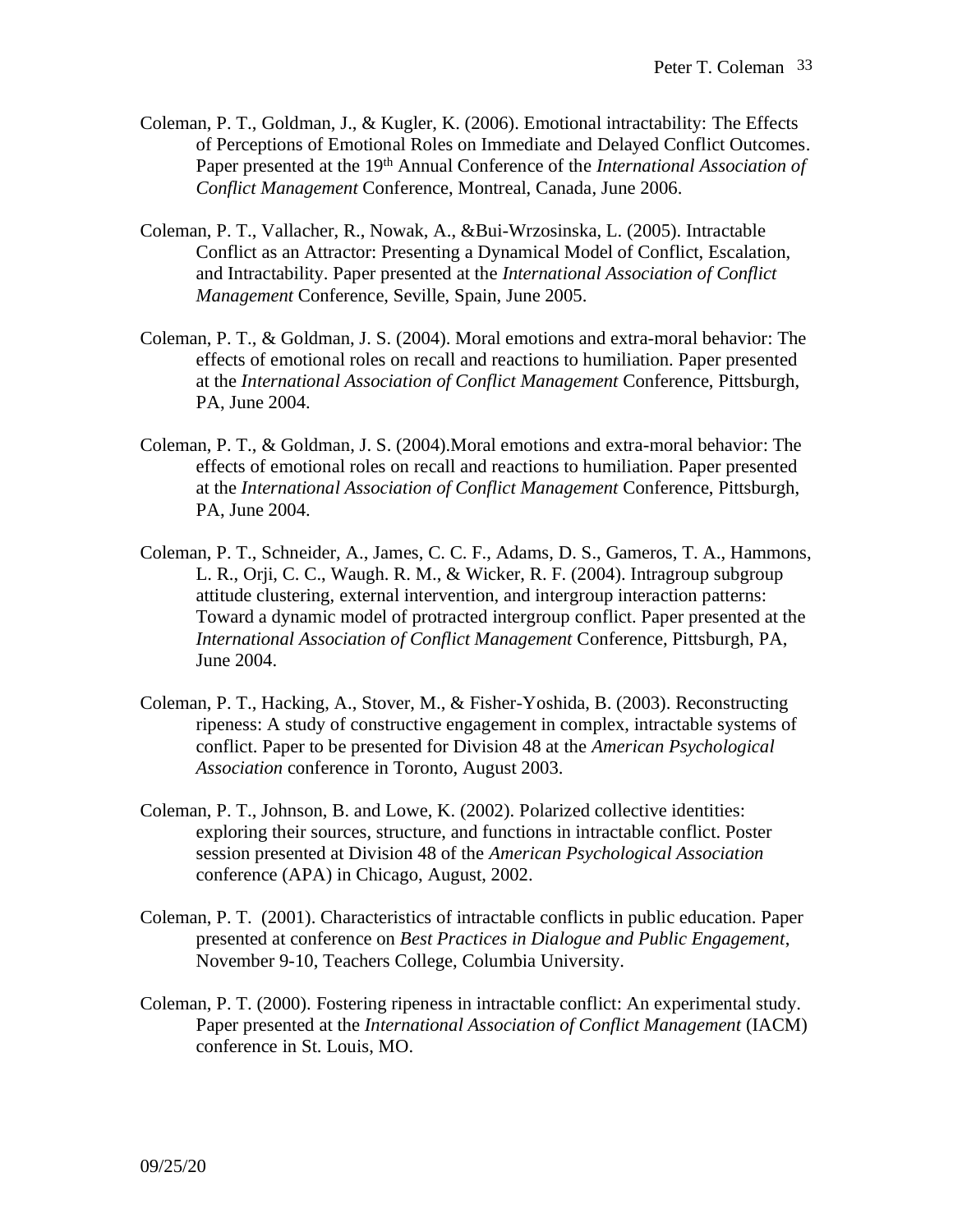Coleman, P. T., Goldman, J., & Kugler, K. (2006). Emotional intractability: The Effects of Perceptions of Emotional Roles on Immediate and Delayed Conflict Outcomes. Paper presented at the 19th Annual Conference of the *International Association of Conflict Management* Conference, Montreal, Canada, June 2006.

Coleman, P. T., Vallacher, R., Nowak, A., &Bui-Wrzosinska, L. (2005). Intractable Conflict as an Attractor: Presenting a Dynamical Model of Conflict, Escalation, and Intractability. Paper presented at the *International Association of Conflict Management* Conference, Seville, Spain, June 2005.

Coleman, P. T., & Goldman, J. S. (2004). Moral emotions and extra-moral behavior: The effects of emotional roles on recall and reactions to humiliation. Paper presented at the *International Association of Conflict Management* Conference, Pittsburgh, PA, June 2004.

Coleman, P. T., & Goldman, J. S. (2004).Moral emotions and extra-moral behavior: The effects of emotional roles on recall and reactions to humiliation. Paper presented at the *International Association of Conflict Management* Conference, Pittsburgh, PA, June 2004.

Coleman, P. T., Schneider, A., James, C. C. F., Adams, D. S., Gameros, T. A., Hammons, L. R., Orji, C. C., Waugh. R. M., & Wicker, R. F. (2004). Intragroup subgroup attitude clustering, external intervention, and intergroup interaction patterns: Toward a dynamic model of protracted intergroup conflict. Paper presented at the *International Association of Conflict Management* Conference, Pittsburgh, PA, June 2004.

Coleman, P. T., Hacking, A., Stover, M., & Fisher-Yoshida, B. (2003). Reconstructing ripeness: A study of constructive engagement in complex, intractable systems of conflict. Paper to be presented for Division 48 at the *American Psychological Association* conference in Toronto, August 2003.

Coleman, P. T., Johnson, B. and Lowe, K. (2002). Polarized collective identities: exploring their sources, structure, and functions in intractable conflict. Poster session presented at Division 48 of the *American Psychological Association* conference (APA) in Chicago, August, 2002.

Coleman, P. T. (2001). Characteristics of intractable conflicts in public education. Paper presented at conference on *Best Practices in Dialogue and Public Engagement*, November 9-10, Teachers College, Columbia University.

Coleman, P. T. (2000). Fostering ripeness in intractable conflict: An experimental study. Paper presented at the *International Association of Conflict Management* (IACM) conference in St. Louis, MO.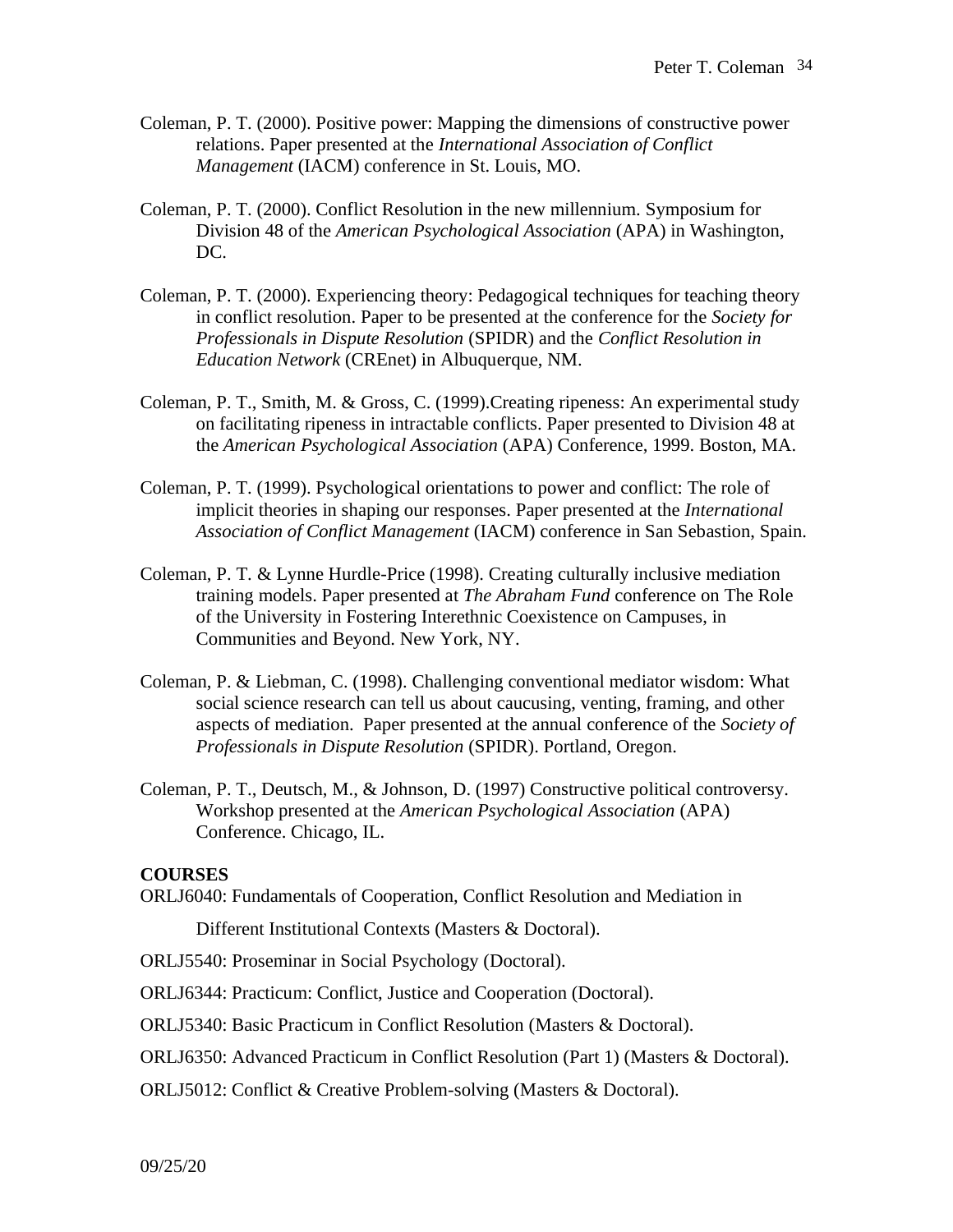Coleman, P. T. (2000). Positive power: Mapping the dimensions of constructive power relations. Paper presented at the *International Association of Conflict Management* (IACM) conference in St. Louis, MO.

Coleman, P. T. (2000). Conflict Resolution in the new millennium. Symposium for Division 48 of the *American Psychological Association* (APA) in Washington, DC.

Coleman, P. T. (2000). Experiencing theory: Pedagogical techniques for teaching theory in conflict resolution. Paper to be presented at the conference for the *Society for Professionals in Dispute Resolution* (SPIDR) and the *Conflict Resolution in Education Network* (CREnet) in Albuquerque, NM.

Coleman, P. T., Smith, M. & Gross, C. (1999).Creating ripeness: An experimental study on facilitating ripeness in intractable conflicts. Paper presented to Division 48 at the *American Psychological Association* (APA) Conference, 1999. Boston, MA.

Coleman, P. T. (1999). Psychological orientations to power and conflict: The role of implicit theories in shaping our responses. Paper presented at the *International Association of Conflict Management* (IACM) conference in San Sebastion, Spain.

Coleman, P. T. & Lynne Hurdle-Price (1998). Creating culturally inclusive mediation training models. Paper presented at *The Abraham Fund* conference on The Role of the University in Fostering Interethnic Coexistence on Campuses, in Communities and Beyond. New York, NY.

Coleman, P. & Liebman, C. (1998). Challenging conventional mediator wisdom: What social science research can tell us about caucusing, venting, framing, and other aspects of mediation. Paper presented at the annual conference of the *Society of Professionals in Dispute Resolution* (SPIDR). Portland, Oregon.

Coleman, P. T., Deutsch, M., & Johnson, D. (1997) Constructive political controversy. Workshop presented at the *American Psychological Association* (APA) Conference. Chicago, IL.

**COURSES**

ORLJ6040: Fundamentals of Cooperation, Conflict Resolution and Mediation in Different Institutional Contexts (Masters & Doctoral).

ORLJ5540: Proseminar in Social Psychology (Doctoral).

ORLJ6344: Practicum: Conflict, Justice and Cooperation (Doctoral).

ORLJ5340: Basic Practicum in Conflict Resolution (Masters & Doctoral).

ORLJ6350: Advanced Practicum in Conflict Resolution (Part 1) (Masters & Doctoral).

ORLJ5012: Conflict & Creative Problem-solving (Masters & Doctoral).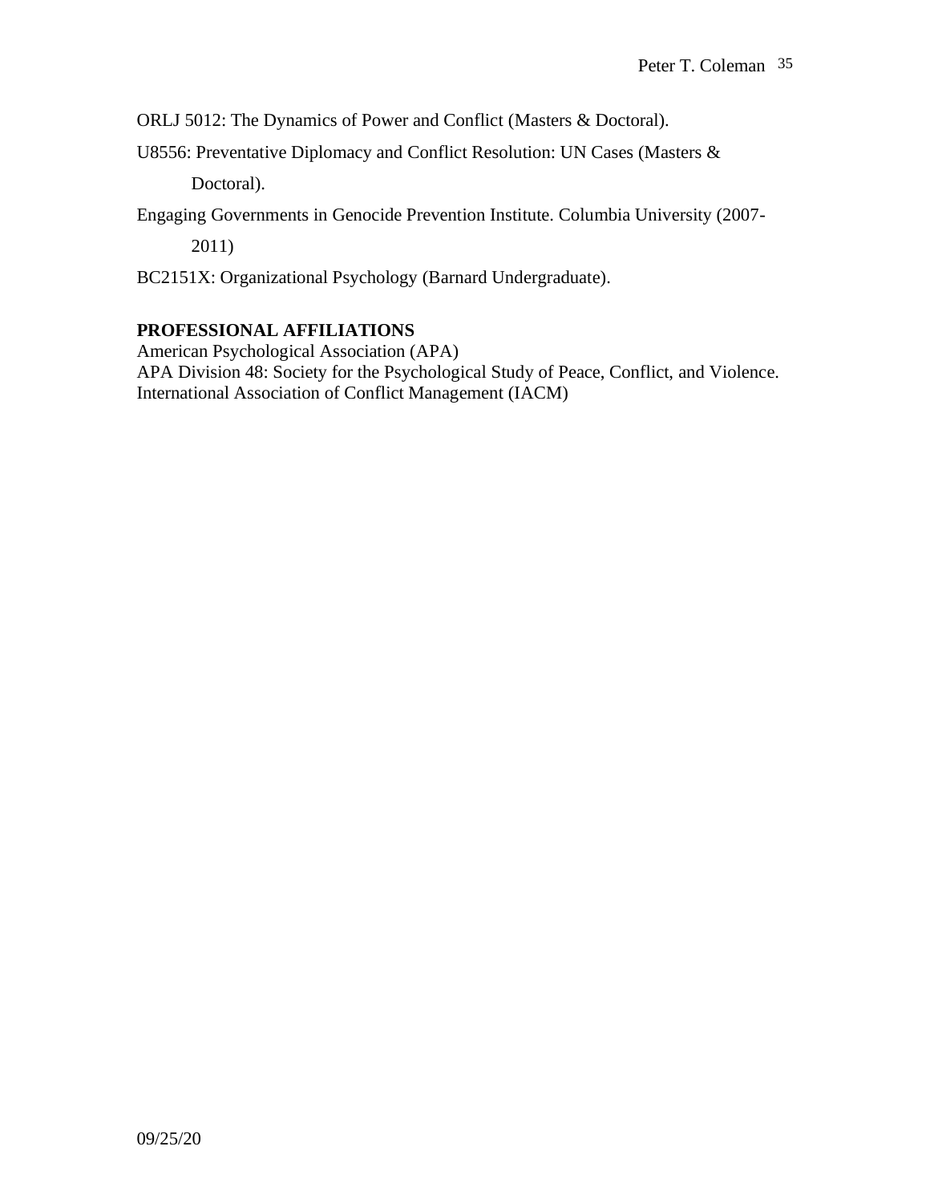ORLJ 5012: The Dynamics of Power and Conflict (Masters & Doctoral).

U8556: Preventative Diplomacy and Conflict Resolution: UN Cases (Masters & Doctoral).

Engaging Governments in Genocide Prevention Institute. Columbia University (2007-2011)

BC2151X: Organizational Psychology (Barnard Undergraduate).

**PROFESSIONAL AFFILIATIONS**

American Psychological Association (APA)
APA Division 48: Society for the Psychological Study of Peace, Conflict, and Violence.
International Association of Conflict Management (IACM)

09/25/20